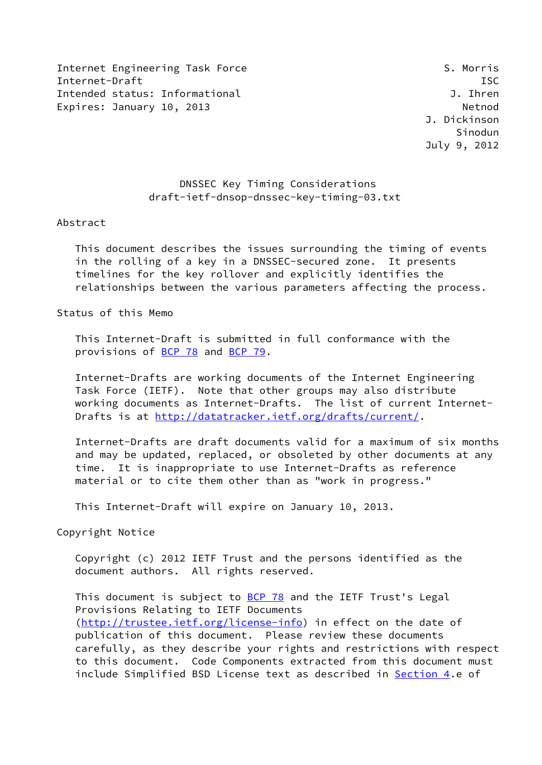Internet Engineering Task Force S. Morris
Internet-Draft ISC
Intended status: Informational J. Ihren
Expires: January 10, 2013 Netnod
J. Dickinson
Sinodun
July 9, 2012

# DNSSEC Key Timing Considerations
draft-ietf-dnsop-dnssec-key-timing-03.txt

## Abstract

This document describes the issues surrounding the timing of events in the rolling of a key in a DNSSEC-secured zone. It presents timelines for the key rollover and explicitly identifies the relationships between the various parameters affecting the process.

## Status of this Memo

This Internet-Draft is submitted in full conformance with the provisions of BCP 78 and BCP 79.

Internet-Drafts are working documents of the Internet Engineering Task Force (IETF). Note that other groups may also distribute working documents as Internet-Drafts. The list of current Internet-Drafts is at http://datatracker.ietf.org/drafts/current/.

Internet-Drafts are draft documents valid for a maximum of six months and may be updated, replaced, or obsoleted by other documents at any time. It is inappropriate to use Internet-Drafts as reference material or to cite them other than as "work in progress."

This Internet-Draft will expire on January 10, 2013.

## Copyright Notice

Copyright (c) 2012 IETF Trust and the persons identified as the document authors. All rights reserved.

This document is subject to BCP 78 and the IETF Trust's Legal Provisions Relating to IETF Documents (http://trustee.ietf.org/license-info) in effect on the date of publication of this document. Please review these documents carefully, as they describe your rights and restrictions with respect to this document. Code Components extracted from this document must include Simplified BSD License text as described in Section 4.e of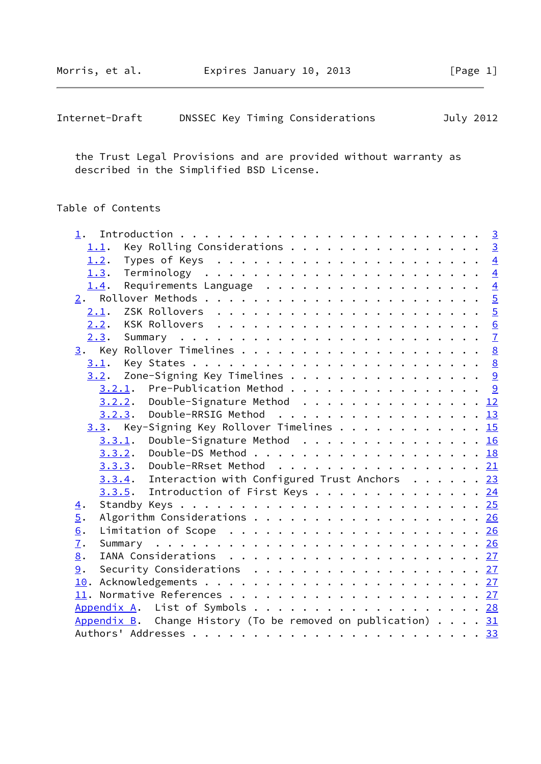the Trust Legal Provisions and are provided without warranty as described in the Simplified BSD License.

## Table of Contents

- 1. Introduction . . . . . . . . . . . . . . . . . . . . . . . . . 3
  - 1.1. Key Rolling Considerations . . . . . . . . . . . . . . . . 3
  - 1.2. Types of Keys . . . . . . . . . . . . . . . . . . . . . . 4
  - 1.3. Terminology . . . . . . . . . . . . . . . . . . . . . . . 4
  - 1.4. Requirements Language . . . . . . . . . . . . . . . . . . 4
- 2. Rollover Methods . . . . . . . . . . . . . . . . . . . . . . . 5
  - 2.1. ZSK Rollovers . . . . . . . . . . . . . . . . . . . . . . 5
  - 2.2. KSK Rollovers . . . . . . . . . . . . . . . . . . . . . . 6
  - 2.3. Summary . . . . . . . . . . . . . . . . . . . . . . . . . 7
- 3. Key Rollover Timelines . . . . . . . . . . . . . . . . . . . . 8
  - 3.1. Key States . . . . . . . . . . . . . . . . . . . . . . . . 8
  - 3.2. Zone-Signing Key Timelines . . . . . . . . . . . . . . . . 9
    - 3.2.1. Pre-Publication Method . . . . . . . . . . . . . . . . 9
    - 3.2.2. Double-Signature Method . . . . . . . . . . . . . . . 12
    - 3.2.3. Double-RRSIG Method . . . . . . . . . . . . . . . . . 13
  - 3.3. Key-Signing Key Rollover Timelines . . . . . . . . . . . . 15
    - 3.3.1. Double-Signature Method . . . . . . . . . . . . . . . 16
    - 3.3.2. Double-DS Method . . . . . . . . . . . . . . . . . . . 18
    - 3.3.3. Double-RRset Method . . . . . . . . . . . . . . . . . 21
    - 3.3.4. Interaction with Configured Trust Anchors . . . . . . 23
    - 3.3.5. Introduction of First Keys . . . . . . . . . . . . . . 24
- 4. Standby Keys . . . . . . . . . . . . . . . . . . . . . . . . . 25
- 5. Algorithm Considerations . . . . . . . . . . . . . . . . . . . 26
- 6. Limitation of Scope . . . . . . . . . . . . . . . . . . . . . 26
- 7. Summary . . . . . . . . . . . . . . . . . . . . . . . . . . . 26
- 8. IANA Considerations . . . . . . . . . . . . . . . . . . . . . 27
- 9. Security Considerations . . . . . . . . . . . . . . . . . . . 27
- 10. Acknowledgements . . . . . . . . . . . . . . . . . . . . . . . 27
- 11. Normative References . . . . . . . . . . . . . . . . . . . . . 27
- Appendix A. List of Symbols . . . . . . . . . . . . . . . . . . . 28
- Appendix B. Change History (To be removed on publication) . . . . 31
- Authors' Addresses . . . . . . . . . . . . . . . . . . . . . . . . 33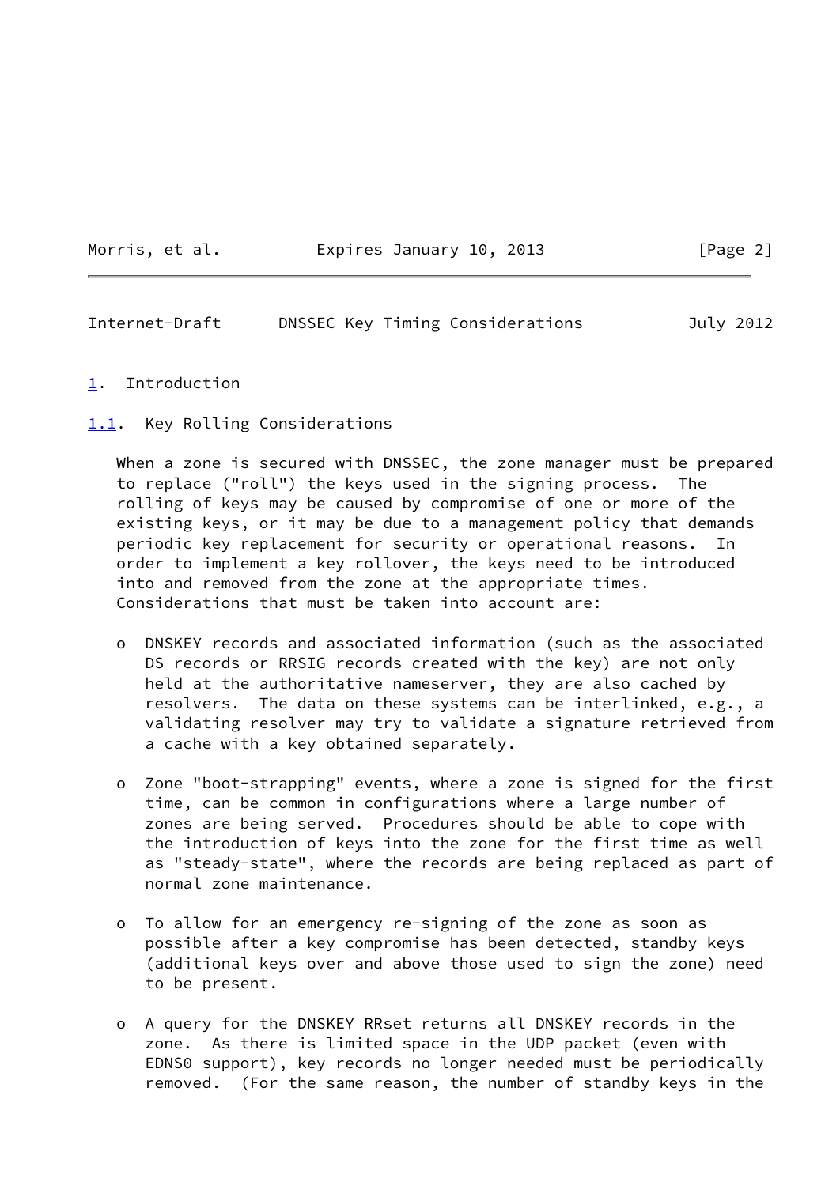# 1. Introduction

## 1.1. Key Rolling Considerations

When a zone is secured with DNSSEC, the zone manager must be prepared to replace ("roll") the keys used in the signing process. The rolling of keys may be caused by compromise of one or more of the existing keys, or it may be due to a management policy that demands periodic key replacement for security or operational reasons. In order to implement a key rollover, the keys need to be introduced into and removed from the zone at the appropriate times. Considerations that must be taken into account are:

- DNSKEY records and associated information (such as the associated DS records or RRSIG records created with the key) are not only held at the authoritative nameserver, they are also cached by resolvers. The data on these systems can be interlinked, e.g., a validating resolver may try to validate a signature retrieved from a cache with a key obtained separately.

- Zone "boot-strapping" events, where a zone is signed for the first time, can be common in configurations where a large number of zones are being served. Procedures should be able to cope with the introduction of keys into the zone for the first time as well as "steady-state", where the records are being replaced as part of normal zone maintenance.

- To allow for an emergency re-signing of the zone as soon as possible after a key compromise has been detected, standby keys (additional keys over and above those used to sign the zone) need to be present.

- A query for the DNSKEY RRset returns all DNSKEY records in the zone. As there is limited space in the UDP packet (even with EDNS0 support), key records no longer needed must be periodically removed. (For the same reason, the number of standby keys in the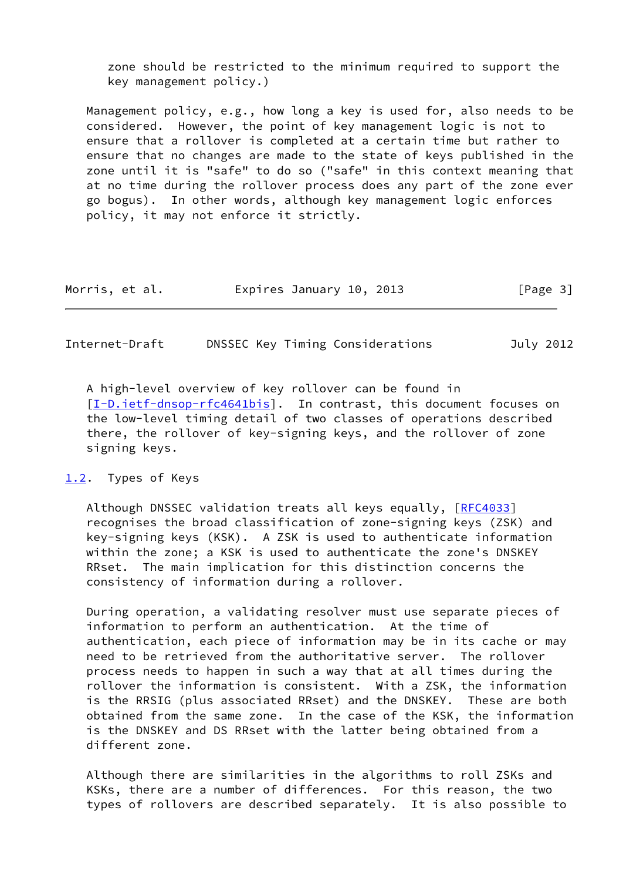zone should be restricted to the minimum required to support the key management policy.)

Management policy, e.g., how long a key is used for, also needs to be considered. However, the point of key management logic is not to ensure that a rollover is completed at a certain time but rather to ensure that no changes are made to the state of keys published in the zone until it is "safe" to do so ("safe" in this context meaning that at no time during the rollover process does any part of the zone ever go bogus). In other words, although key management logic enforces policy, it may not enforce it strictly.

A high-level overview of key rollover can be found in [I-D.ietf-dnsop-rfc4641bis]. In contrast, this document focuses on the low-level timing detail of two classes of operations described there, the rollover of key-signing keys, and the rollover of zone signing keys.

## 1.2. Types of Keys

Although DNSSEC validation treats all keys equally, [RFC4033] recognises the broad classification of zone-signing keys (ZSK) and key-signing keys (KSK). A ZSK is used to authenticate information within the zone; a KSK is used to authenticate the zone's DNSKEY RRset. The main implication for this distinction concerns the consistency of information during a rollover.

During operation, a validating resolver must use separate pieces of information to perform an authentication. At the time of authentication, each piece of information may be in its cache or may need to be retrieved from the authoritative server. The rollover process needs to happen in such a way that at all times during the rollover the information is consistent. With a ZSK, the information is the RRSIG (plus associated RRset) and the DNSKEY. These are both obtained from the same zone. In the case of the KSK, the information is the DNSKEY and DS RRset with the latter being obtained from a different zone.

Although there are similarities in the algorithms to roll ZSKs and KSKs, there are a number of differences. For this reason, the two types of rollovers are described separately. It is also possible to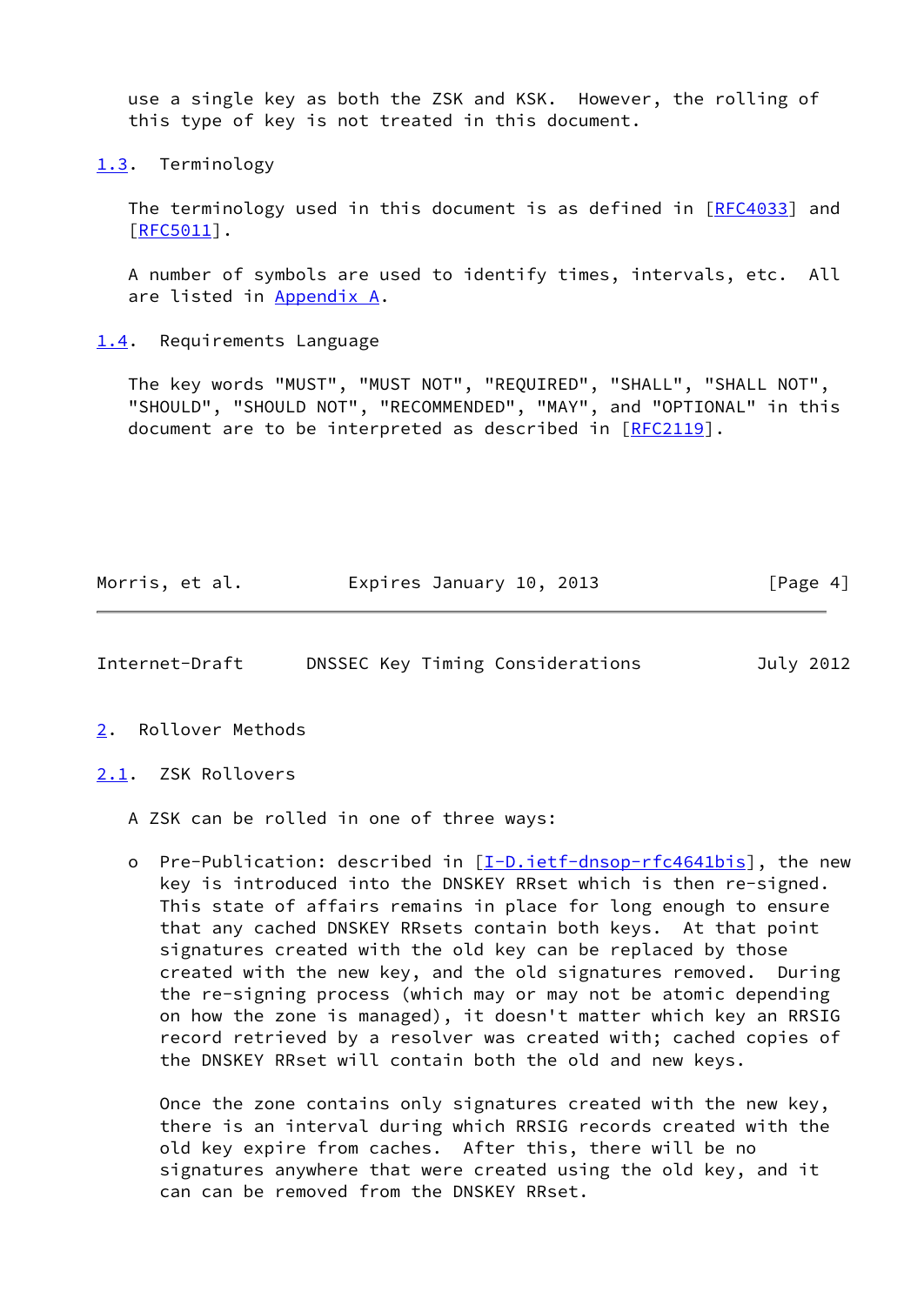use a single key as both the ZSK and KSK. However, the rolling of this type of key is not treated in this document.

### 1.3. Terminology

The terminology used in this document is as defined in [RFC4033] and [RFC5011].

A number of symbols are used to identify times, intervals, etc. All are listed in Appendix A.

### 1.4. Requirements Language

The key words "MUST", "MUST NOT", "REQUIRED", "SHALL", "SHALL NOT", "SHOULD", "SHOULD NOT", "RECOMMENDED", "MAY", and "OPTIONAL" in this document are to be interpreted as described in [RFC2119].

## 2. Rollover Methods

### 2.1. ZSK Rollovers

A ZSK can be rolled in one of three ways:

- Pre-Publication: described in [I-D.ietf-dnsop-rfc4641bis], the new key is introduced into the DNSKEY RRset which is then re-signed. This state of affairs remains in place for long enough to ensure that any cached DNSKEY RRsets contain both keys. At that point signatures created with the old key can be replaced by those created with the new key, and the old signatures removed. During the re-signing process (which may or may not be atomic depending on how the zone is managed), it doesn't matter which key an RRSIG record retrieved by a resolver was created with; cached copies of the DNSKEY RRset will contain both the old and new keys.

  Once the zone contains only signatures created with the new key, there is an interval during which RRSIG records created with the old key expire from caches. After this, there will be no signatures anywhere that were created using the old key, and it can can be removed from the DNSKEY RRset.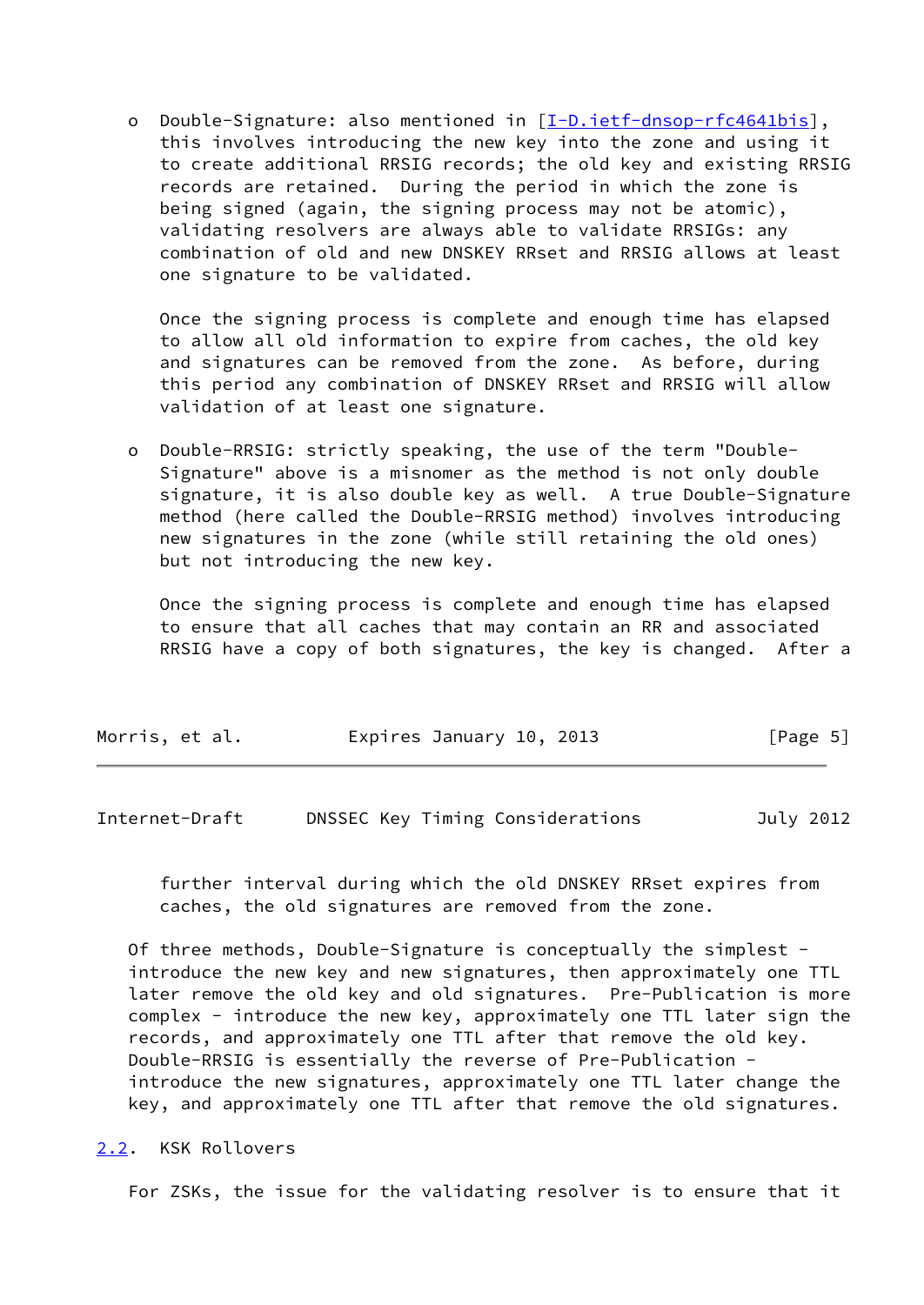- Double-Signature: also mentioned in [I-D.ietf-dnsop-rfc4641bis], this involves introducing the new key into the zone and using it to create additional RRSIG records; the old key and existing RRSIG records are retained. During the period in which the zone is being signed (again, the signing process may not be atomic), validating resolvers are always able to validate RRSIGs: any combination of old and new DNSKEY RRset and RRSIG allows at least one signature to be validated.

  Once the signing process is complete and enough time has elapsed to allow all old information to expire from caches, the old key and signatures can be removed from the zone. As before, during this period any combination of DNSKEY RRset and RRSIG will allow validation of at least one signature.

- Double-RRSIG: strictly speaking, the use of the term "Double-Signature" above is a misnomer as the method is not only double signature, it is also double key as well. A true Double-Signature method (here called the Double-RRSIG method) involves introducing new signatures in the zone (while still retaining the old ones) but not introducing the new key.

  Once the signing process is complete and enough time has elapsed to ensure that all caches that may contain an RR and associated RRSIG have a copy of both signatures, the key is changed. After a further interval during which the old DNSKEY RRset expires from caches, the old signatures are removed from the zone.

Of three methods, Double-Signature is conceptually the simplest - introduce the new key and new signatures, then approximately one TTL later remove the old key and old signatures. Pre-Publication is more complex - introduce the new key, approximately one TTL later sign the records, and approximately one TTL after that remove the old key. Double-RRSIG is essentially the reverse of Pre-Publication - introduce the new signatures, approximately one TTL later change the key, and approximately one TTL after that remove the old signatures.

## 2.2. KSK Rollovers

For ZSKs, the issue for the validating resolver is to ensure that it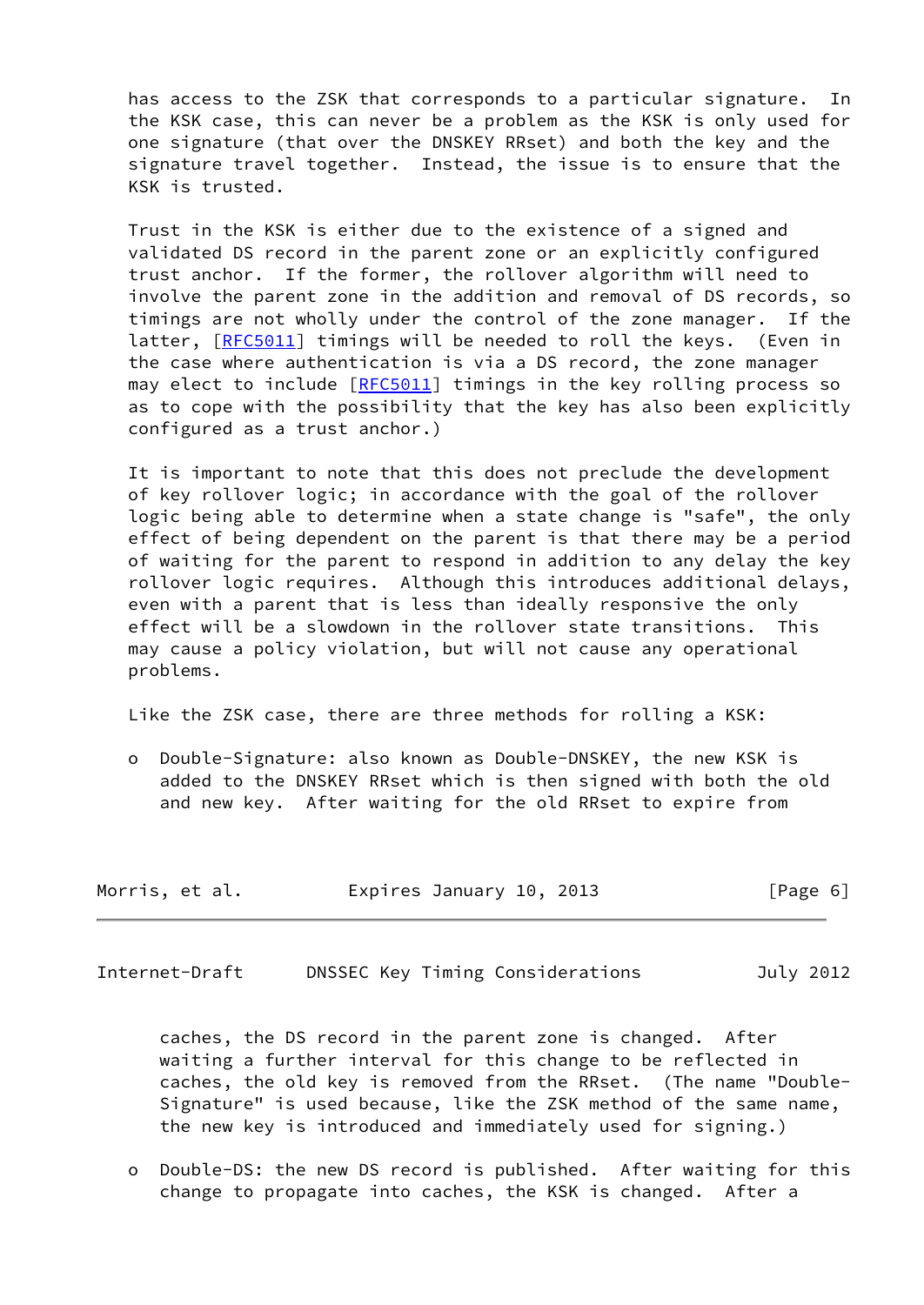has access to the ZSK that corresponds to a particular signature. In the KSK case, this can never be a problem as the KSK is only used for one signature (that over the DNSKEY RRset) and both the key and the signature travel together. Instead, the issue is to ensure that the KSK is trusted.

Trust in the KSK is either due to the existence of a signed and validated DS record in the parent zone or an explicitly configured trust anchor. If the former, the rollover algorithm will need to involve the parent zone in the addition and removal of DS records, so timings are not wholly under the control of the zone manager. If the latter, [RFC5011] timings will be needed to roll the keys. (Even in the case where authentication is via a DS record, the zone manager may elect to include [RFC5011] timings in the key rolling process so as to cope with the possibility that the key has also been explicitly configured as a trust anchor.)

It is important to note that this does not preclude the development of key rollover logic; in accordance with the goal of the rollover logic being able to determine when a state change is "safe", the only effect of being dependent on the parent is that there may be a period of waiting for the parent to respond in addition to any delay the key rollover logic requires. Although this introduces additional delays, even with a parent that is less than ideally responsive the only effect will be a slowdown in the rollover state transitions. This may cause a policy violation, but will not cause any operational problems.

Like the ZSK case, there are three methods for rolling a KSK:

- Double-Signature: also known as Double-DNSKEY, the new KSK is added to the DNSKEY RRset which is then signed with both the old and new key. After waiting for the old RRset to expire from caches, the DS record in the parent zone is changed. After waiting a further interval for this change to be reflected in caches, the old key is removed from the RRset. (The name "Double-Signature" is used because, like the ZSK method of the same name, the new key is introduced and immediately used for signing.)

- Double-DS: the new DS record is published. After waiting for this change to propagate into caches, the KSK is changed. After a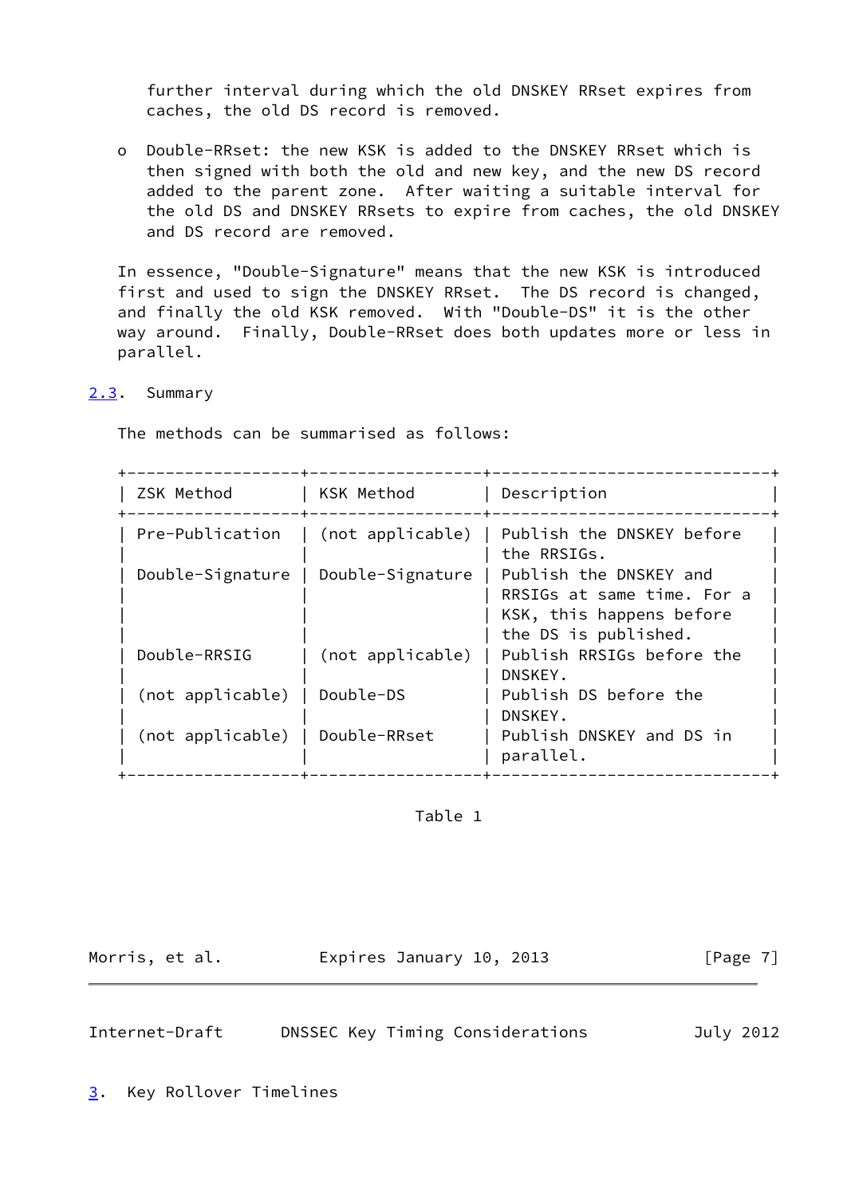further interval during which the old DNSKEY RRset expires from caches, the old DS record is removed.

- Double-RRset: the new KSK is added to the DNSKEY RRset which is then signed with both the old and new key, and the new DS record added to the parent zone. After waiting a suitable interval for the old DS and DNSKEY RRsets to expire from caches, the old DNSKEY and DS record are removed.

In essence, "Double-Signature" means that the new KSK is introduced first and used to sign the DNSKEY RRset. The DS record is changed, and finally the old KSK removed. With "Double-DS" it is the other way around. Finally, Double-RRset does both updates more or less in parallel.

## 2.3. Summary

The methods can be summarised as follows:

| ZSK Method | KSK Method | Description |
|---|---|---|
| Pre-Publication | (not applicable) | Publish the DNSKEY before the RRSIGs. |
| Double-Signature | Double-Signature | Publish the DNSKEY and RRSIGs at same time. For a KSK, this happens before the DS is published. |
| Double-RRSIG | (not applicable) | Publish RRSIGs before the DNSKEY. |
| (not applicable) | Double-DS | Publish DS before the DNSKEY. |
| (not applicable) | Double-RRset | Publish DNSKEY and DS in parallel. |

Table 1

# 3. Key Rollover Timelines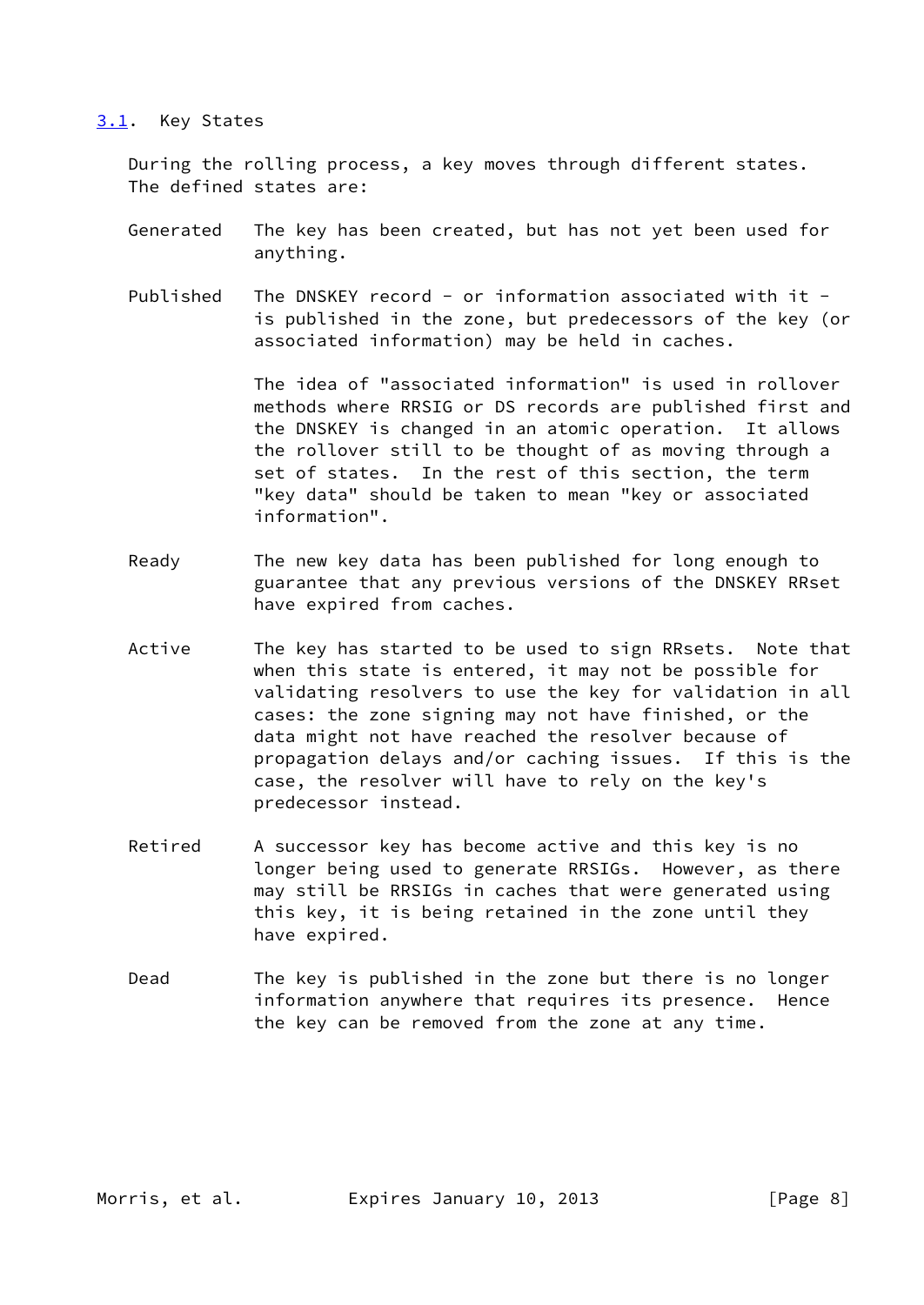### 3.1. Key States

During the rolling process, a key moves through different states. The defined states are:

**Generated** The key has been created, but has not yet been used for anything.

**Published** The DNSKEY record - or information associated with it - is published in the zone, but predecessors of the key (or associated information) may be held in caches.

The idea of "associated information" is used in rollover methods where RRSIG or DS records are published first and the DNSKEY is changed in an atomic operation. It allows the rollover still to be thought of as moving through a set of states. In the rest of this section, the term "key data" should be taken to mean "key or associated information".

**Ready** The new key data has been published for long enough to guarantee that any previous versions of the DNSKEY RRset have expired from caches.

**Active** The key has started to be used to sign RRsets. Note that when this state is entered, it may not be possible for validating resolvers to use the key for validation in all cases: the zone signing may not have finished, or the data might not have reached the resolver because of propagation delays and/or caching issues. If this is the case, the resolver will have to rely on the key's predecessor instead.

**Retired** A successor key has become active and this key is no longer being used to generate RRSIGs. However, as there may still be RRSIGs in caches that were generated using this key, it is being retained in the zone until they have expired.

**Dead** The key is published in the zone but there is no longer information anywhere that requires its presence. Hence the key can be removed from the zone at any time.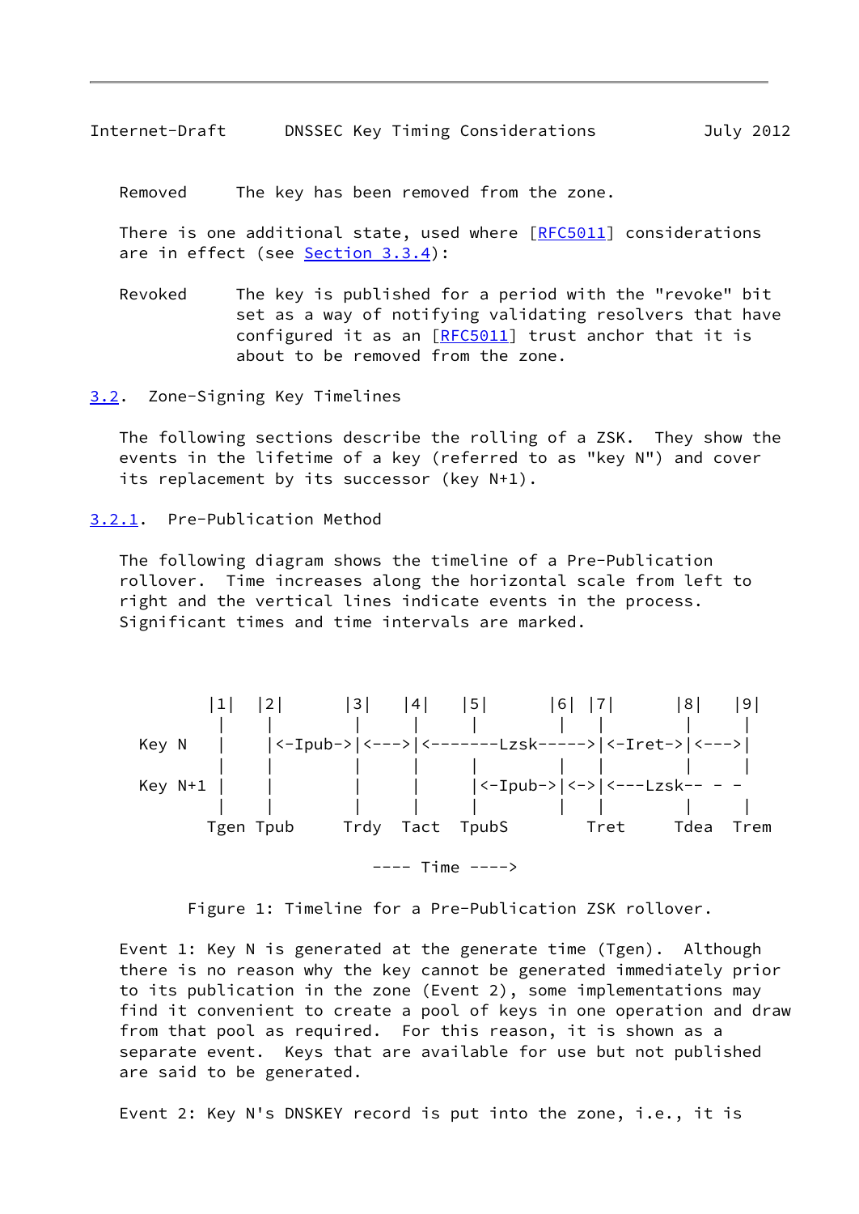Removed     The key has been removed from the zone.

There is one additional state, used where [RFC5011] considerations are in effect (see Section 3.3.4):

Revoked     The key is published for a period with the "revoke" bit set as a way of notifying validating resolvers that have configured it as an [RFC5011] trust anchor that it is about to be removed from the zone.

### 3.2. Zone-Signing Key Timelines

The following sections describe the rolling of a ZSK. They show the events in the lifetime of a key (referred to as "key N") and cover its replacement by its successor (key N+1).

#### 3.2.1. Pre-Publication Method

The following diagram shows the timeline of a Pre-Publication rollover. Time increases along the horizontal scale from left to right and the vertical lines indicate events in the process. Significant times and time intervals are marked.

```
         |1|  |2|      |3|   |4|   |5|      |6| |7|      |8|   |9|
          |    |        |     |     |        |   |        |     |
Key N     |    |<-Ipub->|<--->|<-------Lzsk----->|<-Iret->|<--->|
          |    |        |     |     |        |   |        |     |
Key N+1   |    |        |     |     |<-Ipub->|<->|<---Lzsk-- - -
          |    |        |     |     |        |   |        |     |
         Tgen Tpub     Trdy  Tact  TpubS        Tret     Tdea  Trem

                           ---- Time ---->
```

Figure 1: Timeline for a Pre-Publication ZSK rollover.

Event 1: Key N is generated at the generate time (Tgen). Although there is no reason why the key cannot be generated immediately prior to its publication in the zone (Event 2), some implementations may find it convenient to create a pool of keys in one operation and draw from that pool as required. For this reason, it is shown as a separate event. Keys that are available for use but not published are said to be generated.

Event 2: Key N's DNSKEY record is put into the zone, i.e., it is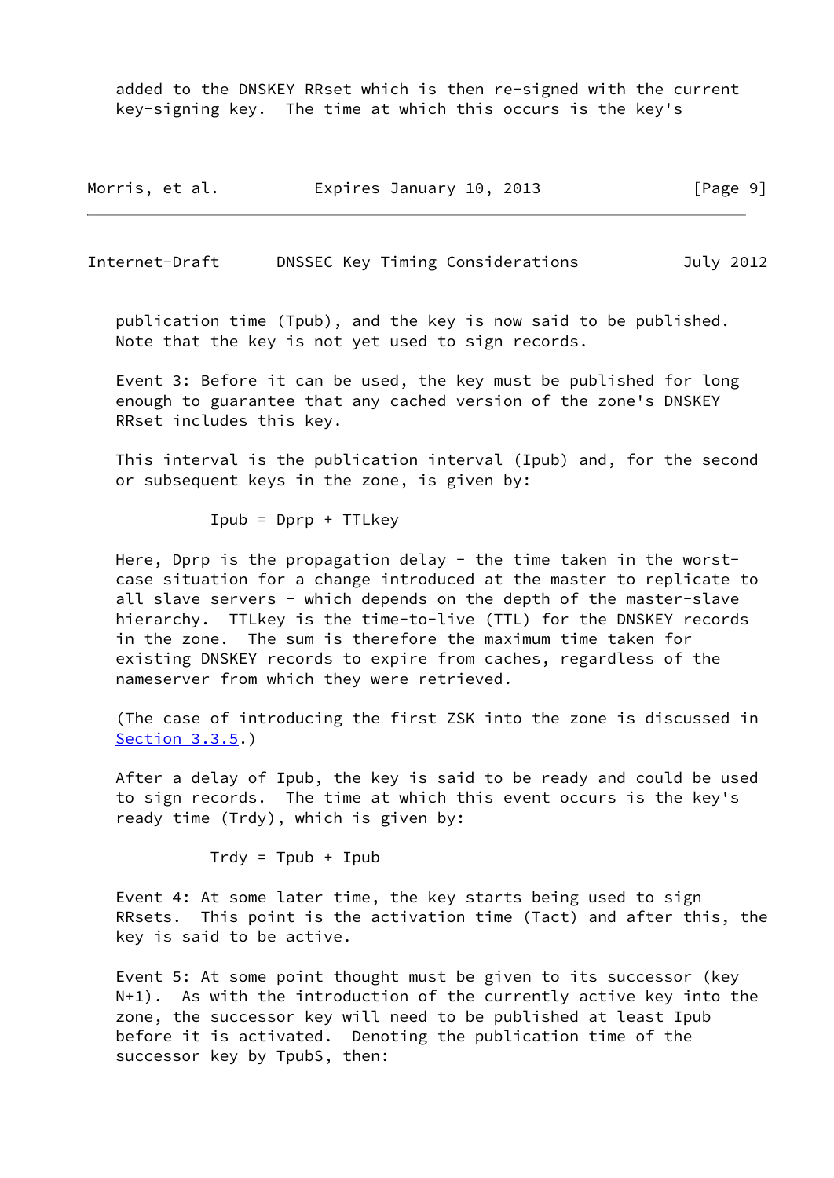added to the DNSKEY RRset which is then re-signed with the current key-signing key. The time at which this occurs is the key's publication time (Tpub), and the key is now said to be published. Note that the key is not yet used to sign records.

Event 3: Before it can be used, the key must be published for long enough to guarantee that any cached version of the zone's DNSKEY RRset includes this key.

This interval is the publication interval (Ipub) and, for the second or subsequent keys in the zone, is given by:

$$Ipub = Dprp + TTLkey$$

Here, Dprp is the propagation delay - the time taken in the worst-case situation for a change introduced at the master to replicate to all slave servers - which depends on the depth of the master-slave hierarchy. TTLkey is the time-to-live (TTL) for the DNSKEY records in the zone. The sum is therefore the maximum time taken for existing DNSKEY records to expire from caches, regardless of the nameserver from which they were retrieved.

(The case of introducing the first ZSK into the zone is discussed in Section 3.3.5.)

After a delay of Ipub, the key is said to be ready and could be used to sign records. The time at which this event occurs is the key's ready time (Trdy), which is given by:

$$Trdy = Tpub + Ipub$$

Event 4: At some later time, the key starts being used to sign RRsets. This point is the activation time (Tact) and after this, the key is said to be active.

Event 5: At some point thought must be given to its successor (key N+1). As with the introduction of the currently active key into the zone, the successor key will need to be published at least Ipub before it is activated. Denoting the publication time of the successor key by TpubS, then: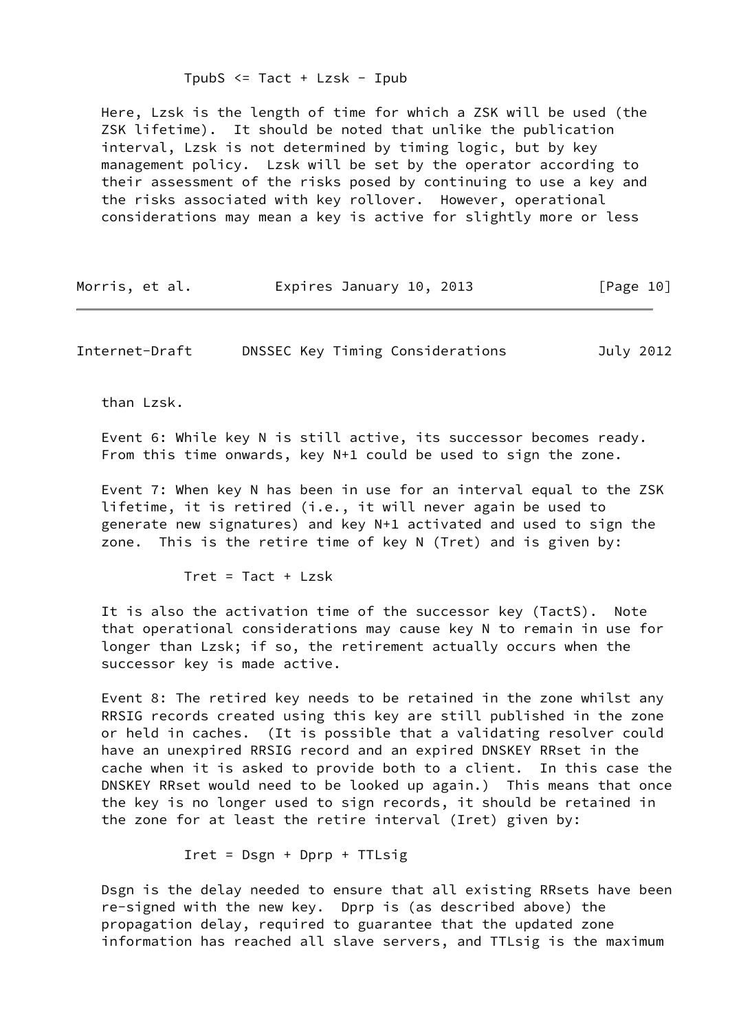$$TpubS \le Tact + Lzsk - Ipub$$

Here, Lzsk is the length of time for which a ZSK will be used (the ZSK lifetime). It should be noted that unlike the publication interval, Lzsk is not determined by timing logic, but by key management policy. Lzsk will be set by the operator according to their assessment of the risks posed by continuing to use a key and the risks associated with key rollover. However, operational considerations may mean a key is active for slightly more or less than Lzsk.

Event 6: While key N is still active, its successor becomes ready. From this time onwards, key N+1 could be used to sign the zone.

Event 7: When key N has been in use for an interval equal to the ZSK lifetime, it is retired (i.e., it will never again be used to generate new signatures) and key N+1 activated and used to sign the zone. This is the retire time of key N (Tret) and is given by:

$$Tret = Tact + Lzsk$$

It is also the activation time of the successor key (TactS). Note that operational considerations may cause key N to remain in use for longer than Lzsk; if so, the retirement actually occurs when the successor key is made active.

Event 8: The retired key needs to be retained in the zone whilst any RRSIG records created using this key are still published in the zone or held in caches. (It is possible that a validating resolver could have an unexpired RRSIG record and an expired DNSKEY RRset in the cache when it is asked to provide both to a client. In this case the DNSKEY RRset would need to be looked up again.) This means that once the key is no longer used to sign records, it should be retained in the zone for at least the retire interval (Iret) given by:

$$Iret = Dsgn + Dprp + TTLsig$$

Dsgn is the delay needed to ensure that all existing RRsets have been re-signed with the new key. Dprp is (as described above) the propagation delay, required to guarantee that the updated zone information has reached all slave servers, and TTLsig is the maximum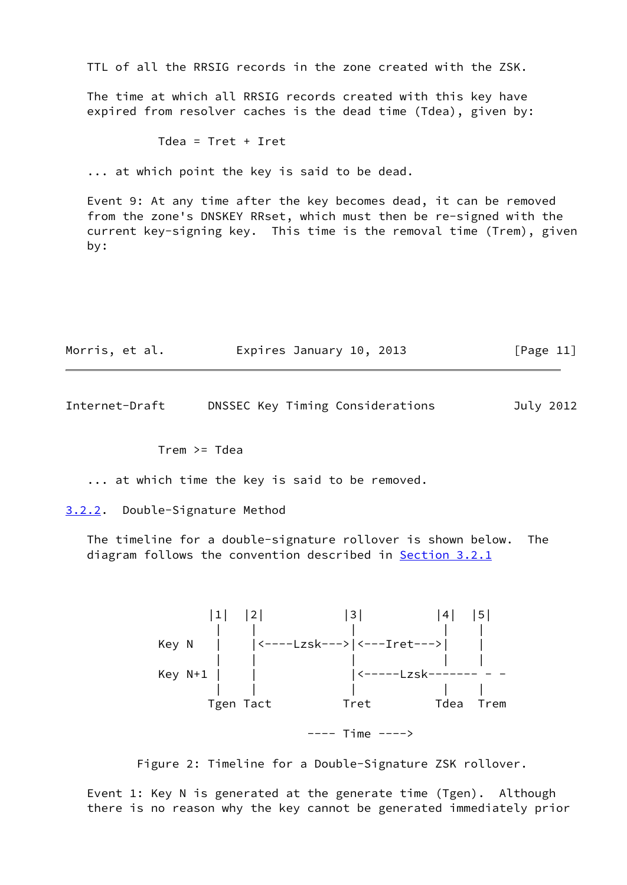TTL of all the RRSIG records in the zone created with the ZSK.

The time at which all RRSIG records created with this key have expired from resolver caches is the dead time (Tdea), given by:

```
Tdea = Tret + Iret
```

... at which point the key is said to be dead.

Event 9: At any time after the key becomes dead, it can be removed from the zone's DNSKEY RRset, which must then be re-signed with the current key-signing key. This time is the removal time (Trem), given by:

```
Trem >= Tdea
```

... at which time the key is said to be removed.

### 3.2.2. Double-Signature Method

The timeline for a double-signature rollover is shown below. The diagram follows the convention described in Section 3.2.1

```
         |1|  |2|          |3|          |4|  |5|
          |    |            |            |    |
   Key N  |    |<----Lzsk--->|<---Iret--->|    |
          |    |            |            |    |
   Key N+1|    |            |<-----Lzsk------- - -
          |    |            |            |    |
        Tgen Tact          Tret         Tdea Trem

                       ---- Time ---->
```

Figure 2: Timeline for a Double-Signature ZSK rollover.

Event 1: Key N is generated at the generate time (Tgen). Although there is no reason why the key cannot be generated immediately prior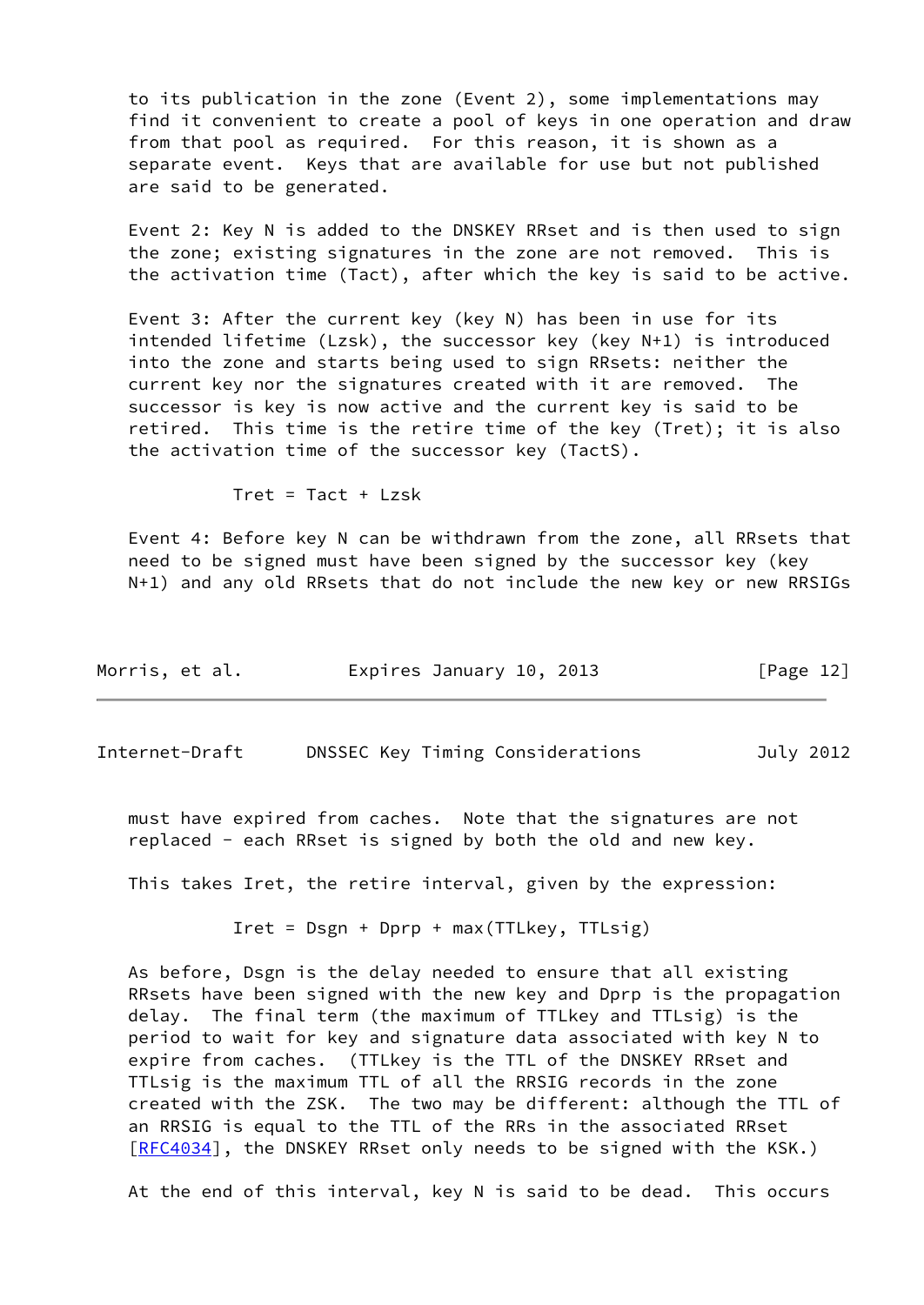to its publication in the zone (Event 2), some implementations may find it convenient to create a pool of keys in one operation and draw from that pool as required. For this reason, it is shown as a separate event. Keys that are available for use but not published are said to be generated.

Event 2: Key N is added to the DNSKEY RRset and is then used to sign the zone; existing signatures in the zone are not removed. This is the activation time (Tact), after which the key is said to be active.

Event 3: After the current key (key N) has been in use for its intended lifetime (Lzsk), the successor key (key N+1) is introduced into the zone and starts being used to sign RRsets: neither the current key nor the signatures created with it are removed. The successor is key is now active and the current key is said to be retired. This time is the retire time of the key (Tret); it is also the activation time of the successor key (TactS).

$$Tret = Tact + Lzsk$$

Event 4: Before key N can be withdrawn from the zone, all RRsets that need to be signed must have been signed by the successor key (key N+1) and any old RRsets that do not include the new key or new RRSIGs must have expired from caches. Note that the signatures are not replaced - each RRset is signed by both the old and new key.

This takes Iret, the retire interval, given by the expression:

$$Iret = Dsgn + Dprp + \max(TTLkey, TTLsig)$$

As before, Dsgn is the delay needed to ensure that all existing RRsets have been signed with the new key and Dprp is the propagation delay. The final term (the maximum of TTLkey and TTLsig) is the period to wait for key and signature data associated with key N to expire from caches. (TTLkey is the TTL of the DNSKEY RRset and TTLsig is the maximum TTL of all the RRSIG records in the zone created with the ZSK. The two may be different: although the TTL of an RRSIG is equal to the TTL of the RRs in the associated RRset [RFC4034], the DNSKEY RRset only needs to be signed with the KSK.)

At the end of this interval, key N is said to be dead. This occurs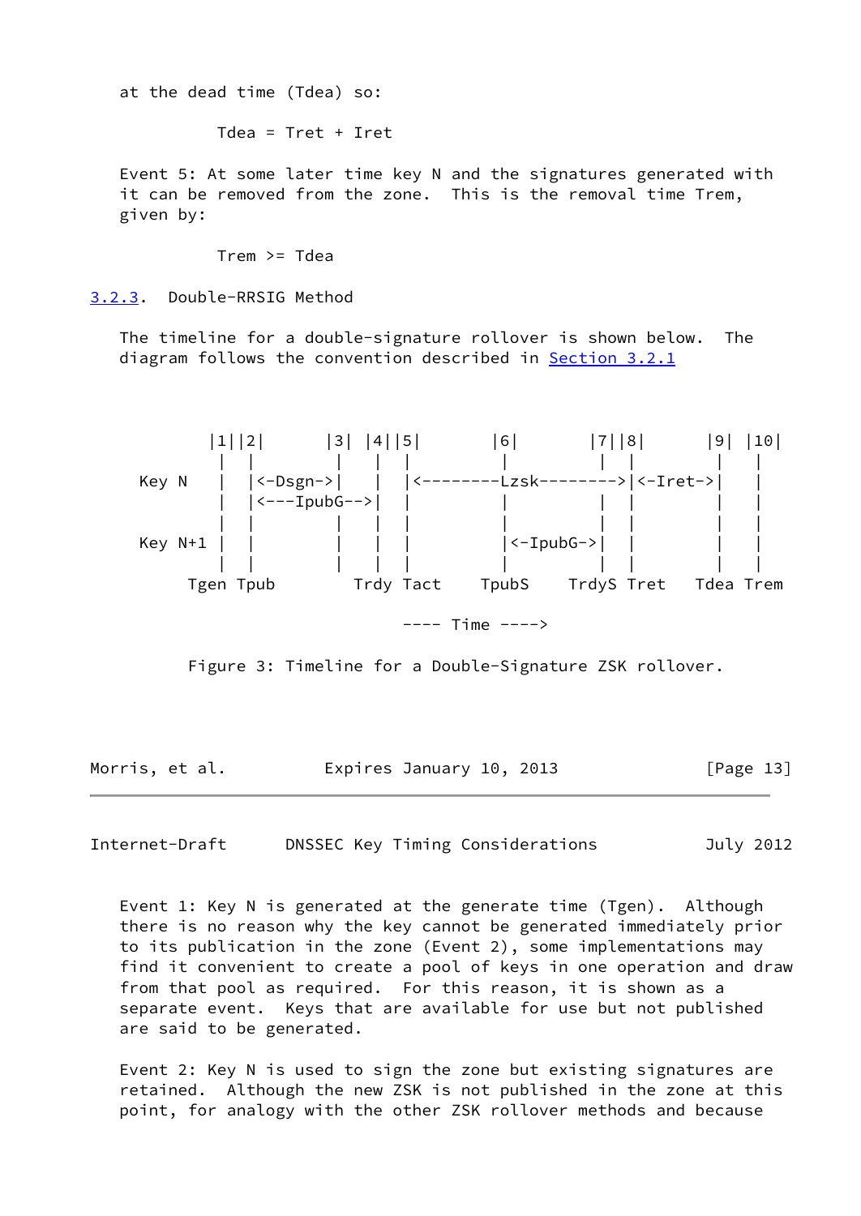at the dead time (Tdea) so:

```
Tdea = Tret + Iret
```

Event 5: At some later time key N and the signatures generated with it can be removed from the zone. This is the removal time Trem, given by:

```
Trem >= Tdea
```

### 3.2.3. Double-RRSIG Method

The timeline for a double-signature rollover is shown below. The diagram follows the convention described in Section 3.2.1

```
       |1||2|      |3| |4||5|       |6|       |7||8|      |9| |10|
        |  |        |   |  |         |         |  |        |   |
Key N   |  |<-Dsgn->|   |  |<--------Lzsk-------->|<-Iret->|   |
        |  |<---IpubG-->|  |         |         |  |        |   |
        |  |        |   |  |         |         |  |        |   |
Key N+1 |  |        |   |  |         |<-IpubG->|  |        |   |
        |  |        |   |  |         |         |  |        |   |
    Tgen Tpub       Trdy Tact      TpubS     TrdyS Tret   Tdea Trem

                          ---- Time ---->
```

Figure 3: Timeline for a Double-Signature ZSK rollover.

Event 1: Key N is generated at the generate time (Tgen). Although there is no reason why the key cannot be generated immediately prior to its publication in the zone (Event 2), some implementations may find it convenient to create a pool of keys in one operation and draw from that pool as required. For this reason, it is shown as a separate event. Keys that are available for use but not published are said to be generated.

Event 2: Key N is used to sign the zone but existing signatures are retained. Although the new ZSK is not published in the zone at this point, for analogy with the other ZSK rollover methods and because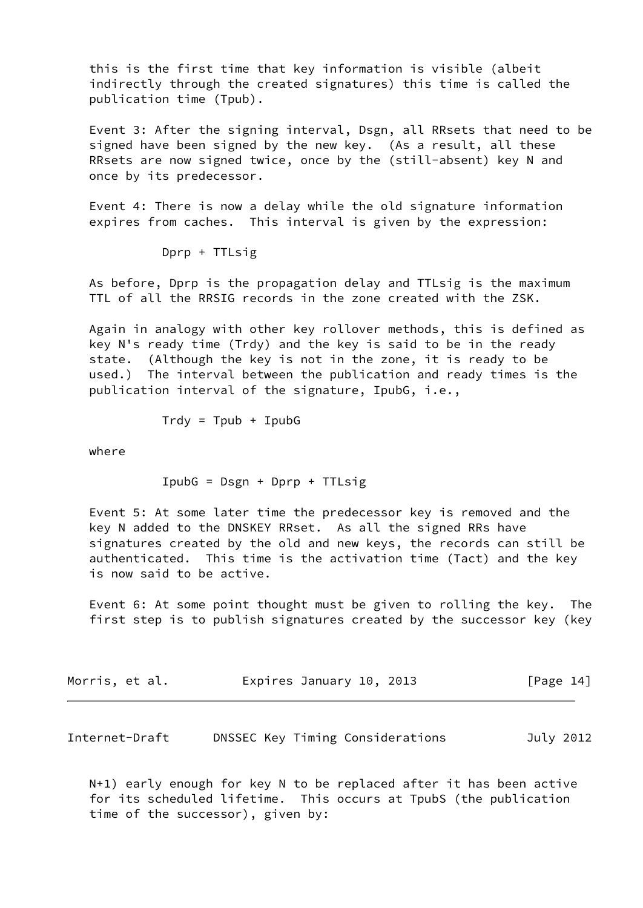this is the first time that key information is visible (albeit indirectly through the created signatures) this time is called the publication time (Tpub).

Event 3: After the signing interval, Dsgn, all RRsets that need to be signed have been signed by the new key. (As a result, all these RRsets are now signed twice, once by the (still-absent) key N and once by its predecessor.

Event 4: There is now a delay while the old signature information expires from caches. This interval is given by the expression:

$$Dprp + TTLsig$$

As before, Dprp is the propagation delay and TTLsig is the maximum TTL of all the RRSIG records in the zone created with the ZSK.

Again in analogy with other key rollover methods, this is defined as key N's ready time (Trdy) and the key is said to be in the ready state. (Although the key is not in the zone, it is ready to be used.) The interval between the publication and ready times is the publication interval of the signature, IpubG, i.e.,

$$Trdy = Tpub + IpubG$$

where

$$IpubG = Dsgn + Dprp + TTLsig$$

Event 5: At some later time the predecessor key is removed and the key N added to the DNSKEY RRset. As all the signed RRs have signatures created by the old and new keys, the records can still be authenticated. This time is the activation time (Tact) and the key is now said to be active.

Event 6: At some point thought must be given to rolling the key. The first step is to publish signatures created by the successor key (key N+1) early enough for key N to be replaced after it has been active for its scheduled lifetime. This occurs at TpubS (the publication time of the successor), given by: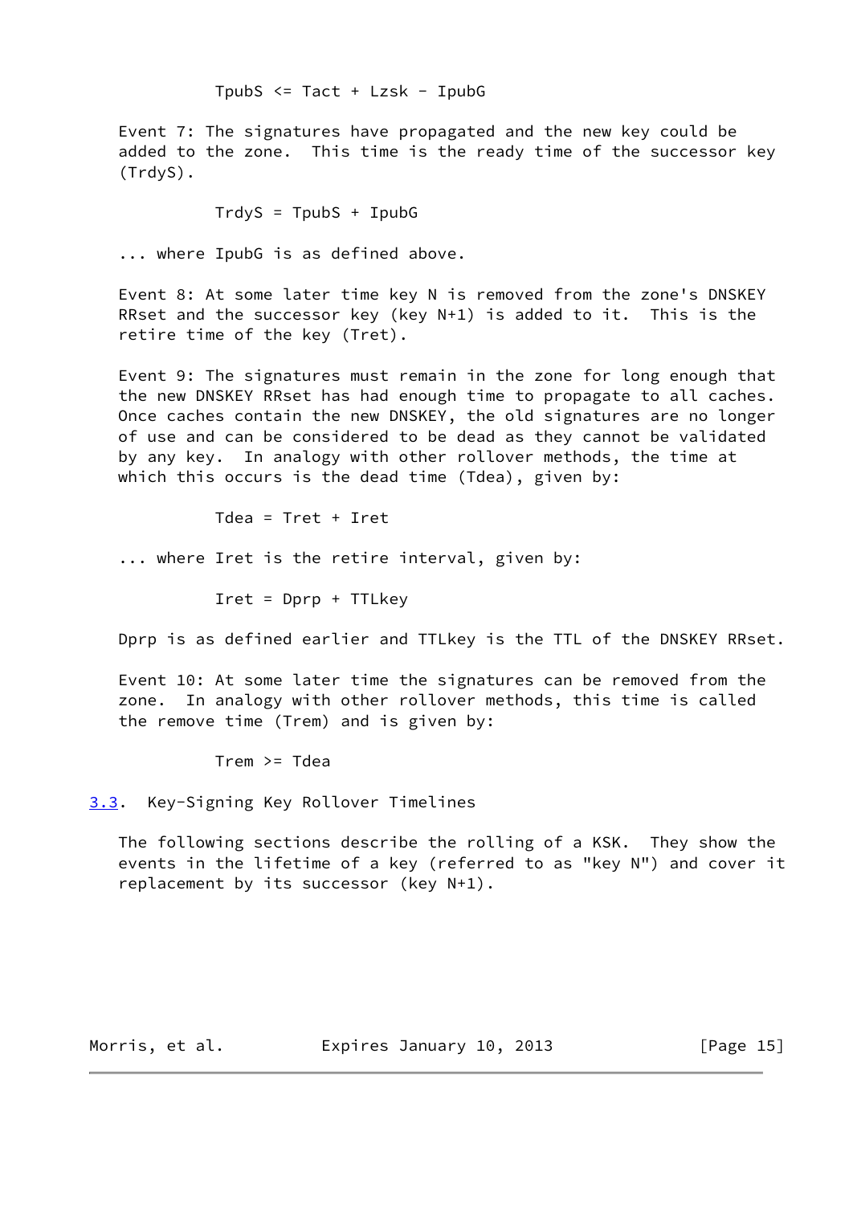$$TpubS <= Tact + Lzsk - IpubG$$

Event 7: The signatures have propagated and the new key could be added to the zone. This time is the ready time of the successor key (TrdyS).

$$TrdyS = TpubS + IpubG$$

... where IpubG is as defined above.

Event 8: At some later time key N is removed from the zone's DNSKEY RRset and the successor key (key N+1) is added to it. This is the retire time of the key (Tret).

Event 9: The signatures must remain in the zone for long enough that the new DNSKEY RRset has had enough time to propagate to all caches. Once caches contain the new DNSKEY, the old signatures are no longer of use and can be considered to be dead as they cannot be validated by any key. In analogy with other rollover methods, the time at which this occurs is the dead time (Tdea), given by:

$$Tdea = Tret + Iret$$

... where Iret is the retire interval, given by:

$$Iret = Dprp + TTLkey$$

Dprp is as defined earlier and TTLkey is the TTL of the DNSKEY RRset.

Event 10: At some later time the signatures can be removed from the zone. In analogy with other rollover methods, this time is called the remove time (Trem) and is given by:

$$Trem >= Tdea$$

### 3.3. Key-Signing Key Rollover Timelines

The following sections describe the rolling of a KSK. They show the events in the lifetime of a key (referred to as "key N") and cover it replacement by its successor (key N+1).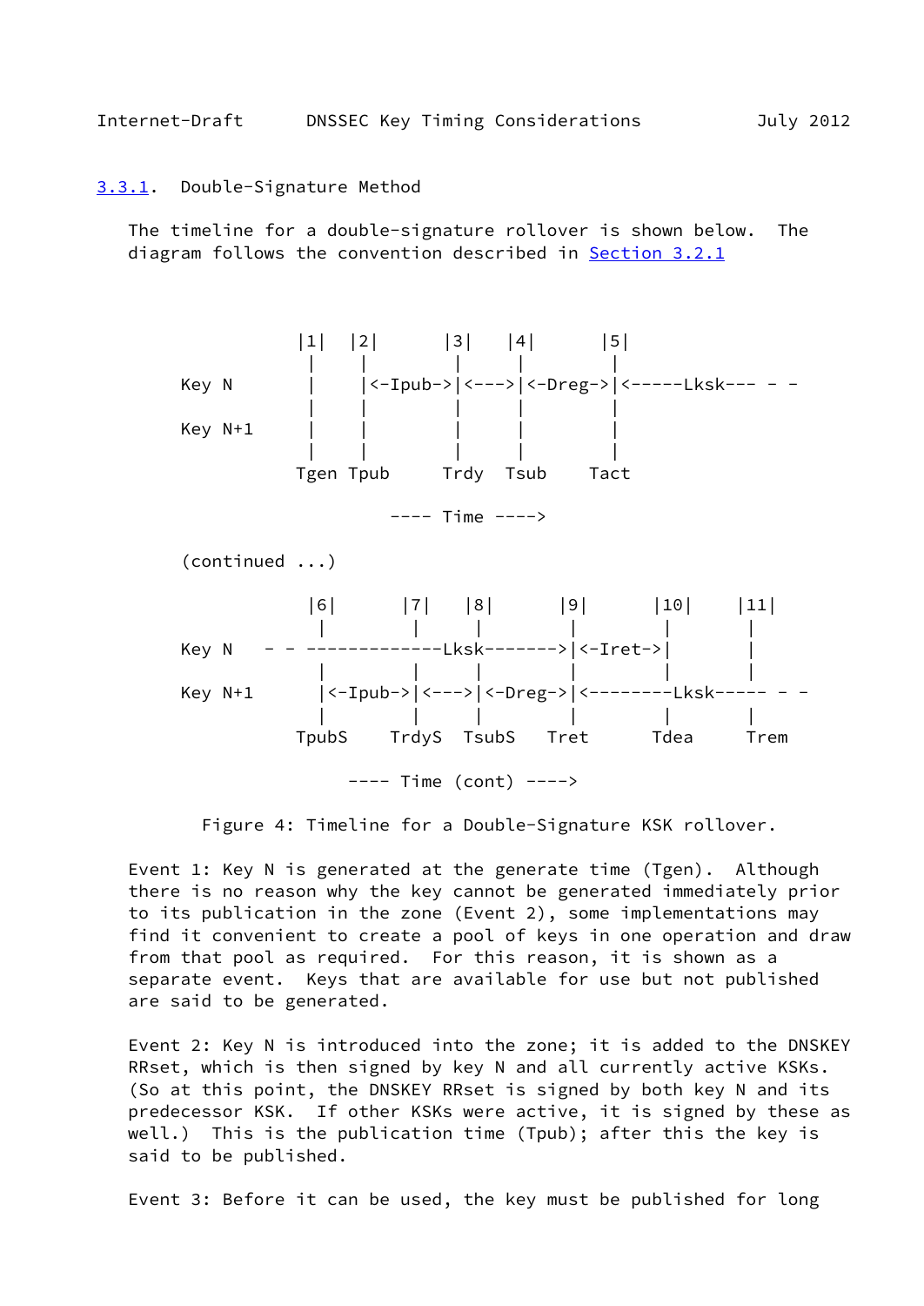### 3.3.1. Double-Signature Method

The timeline for a double-signature rollover is shown below. The diagram follows the convention described in Section 3.2.1

```
             |1|  |2|      |3|   |4|      |5|
              |    |        |     |        |
   Key N      |    |<-Ipub->|<--->|<-Dreg->|<-----Lksk--- - -
              |    |        |     |        |
   Key N+1    |    |        |     |        |
              |    |        |     |        |
             Tgen Tpub     Trdy  Tsub     Tact

                      ---- Time ---->

   (continued ...)

               |6|      |7|   |8|      |9|      |10|    |11|
                |        |     |        |        |        |
   Key N   - - -------------Lksk------->|<-Iret->|        |
                |        |     |        |        |        |
   Key N+1      |<-Ipub->|<--->|<-Dreg->|<--------Lksk----- - -
                |        |     |        |        |        |
             TpubS    TrdyS  TsubS    Tret      Tdea     Trem

                  ---- Time (cont) ---->
```

Figure 4: Timeline for a Double-Signature KSK rollover.

Event 1: Key N is generated at the generate time (Tgen). Although there is no reason why the key cannot be generated immediately prior to its publication in the zone (Event 2), some implementations may find it convenient to create a pool of keys in one operation and draw from that pool as required. For this reason, it is shown as a separate event. Keys that are available for use but not published are said to be generated.

Event 2: Key N is introduced into the zone; it is added to the DNSKEY RRset, which is then signed by key N and all currently active KSKs. (So at this point, the DNSKEY RRset is signed by both key N and its predecessor KSK. If other KSKs were active, it is signed by these as well.) This is the publication time (Tpub); after this the key is said to be published.

Event 3: Before it can be used, the key must be published for long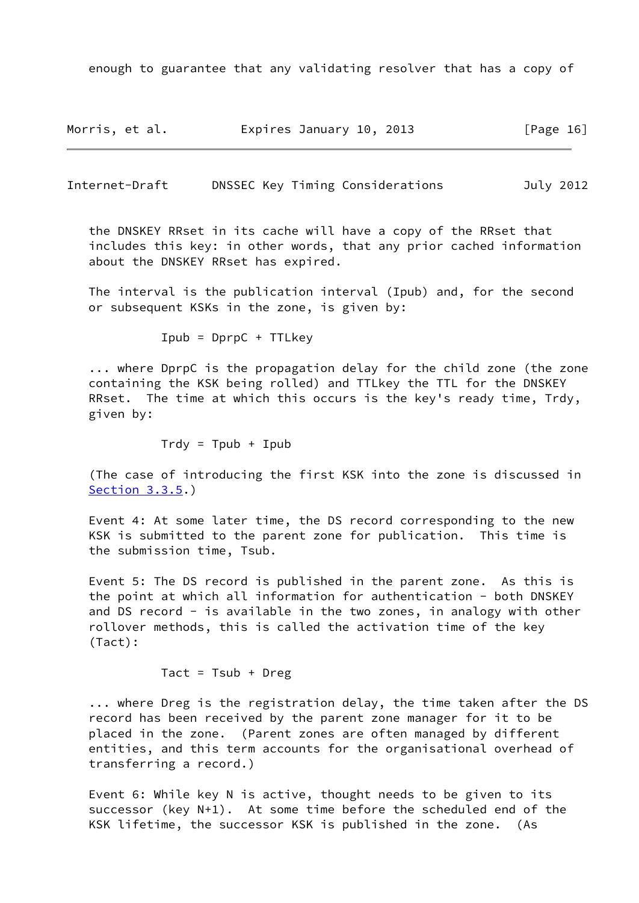enough to guarantee that any validating resolver that has a copy of the DNSKEY RRset in its cache will have a copy of the RRset that includes this key: in other words, that any prior cached information about the DNSKEY RRset has expired.

The interval is the publication interval (Ipub) and, for the second or subsequent KSKs in the zone, is given by:

$$Ipub = DprpC + TTLkey$$

... where DprpC is the propagation delay for the child zone (the zone containing the KSK being rolled) and TTLkey the TTL for the DNSKEY RRset. The time at which this occurs is the key's ready time, Trdy, given by:

$$Trdy = Tpub + Ipub$$

(The case of introducing the first KSK into the zone is discussed in Section 3.3.5.)

Event 4: At some later time, the DS record corresponding to the new KSK is submitted to the parent zone for publication. This time is the submission time, Tsub.

Event 5: The DS record is published in the parent zone. As this is the point at which all information for authentication - both DNSKEY and DS record - is available in the two zones, in analogy with other rollover methods, this is called the activation time of the key (Tact):

$$Tact = Tsub + Dreg$$

... where Dreg is the registration delay, the time taken after the DS record has been received by the parent zone manager for it to be placed in the zone. (Parent zones are often managed by different entities, and this term accounts for the organisational overhead of transferring a record.)

Event 6: While key N is active, thought needs to be given to its successor (key N+1). At some time before the scheduled end of the KSK lifetime, the successor KSK is published in the zone. (As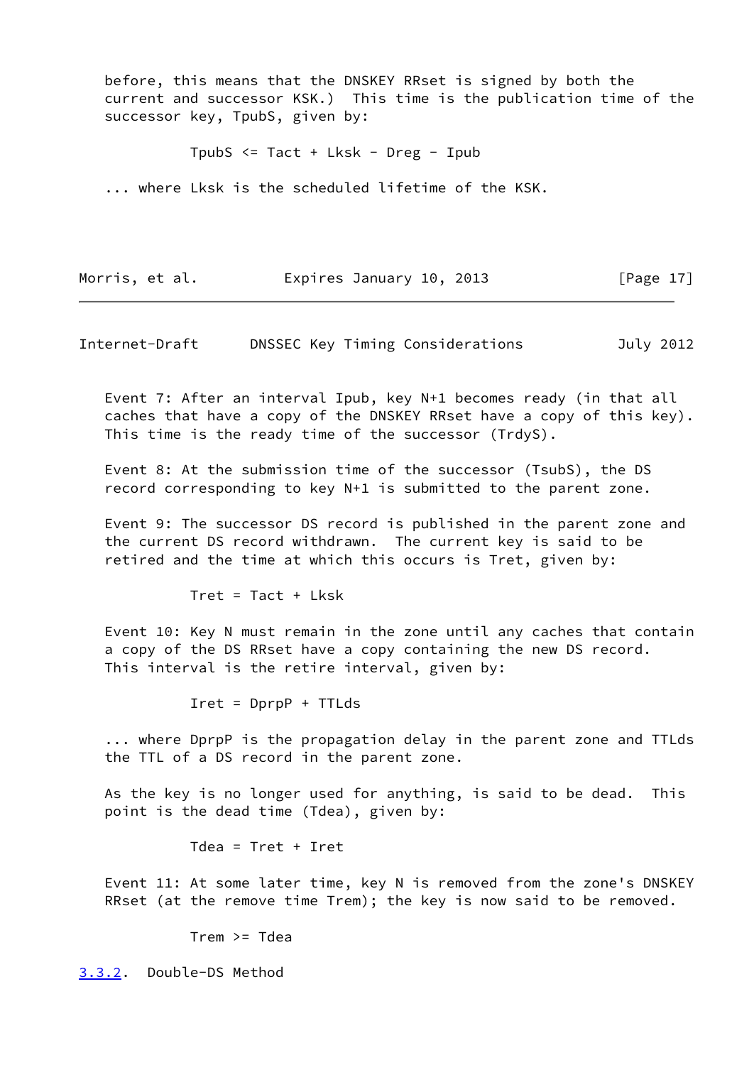before, this means that the DNSKEY RRset is signed by both the current and successor KSK.) This time is the publication time of the successor key, TpubS, given by:

$$TpubS <= Tact + Lksk - Dreg - Ipub$$

... where Lksk is the scheduled lifetime of the KSK.

Event 7: After an interval Ipub, key N+1 becomes ready (in that all caches that have a copy of the DNSKEY RRset have a copy of this key). This time is the ready time of the successor (TrdyS).

Event 8: At the submission time of the successor (TsubS), the DS record corresponding to key N+1 is submitted to the parent zone.

Event 9: The successor DS record is published in the parent zone and the current DS record withdrawn. The current key is said to be retired and the time at which this occurs is Tret, given by:

$$Tret = Tact + Lksk$$

Event 10: Key N must remain in the zone until any caches that contain a copy of the DS RRset have a copy containing the new DS record. This interval is the retire interval, given by:

$$Iret = DprpP + TTLds$$

... where DprpP is the propagation delay in the parent zone and TTLds the TTL of a DS record in the parent zone.

As the key is no longer used for anything, is said to be dead. This point is the dead time (Tdea), given by:

$$Tdea = Tret + Iret$$

Event 11: At some later time, key N is removed from the zone's DNSKEY RRset (at the remove time Trem); the key is now said to be removed.

$$Trem >= Tdea$$

### 3.3.2. Double-DS Method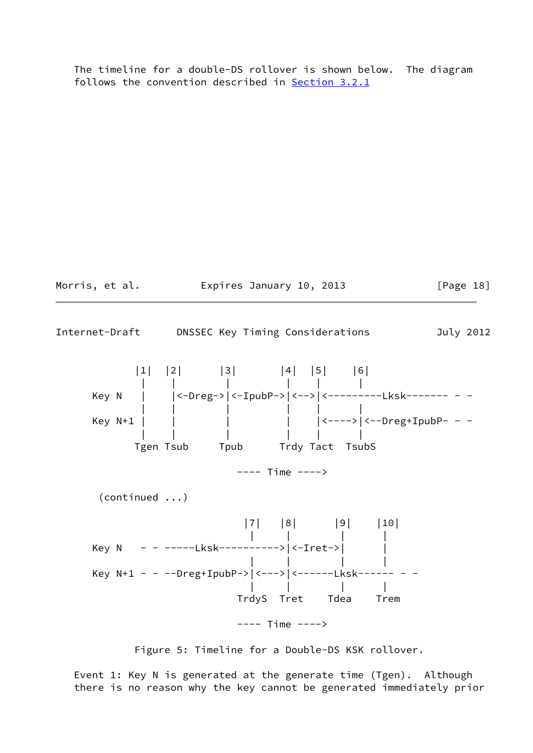The timeline for a double-DS rollover is shown below. The diagram follows the convention described in Section 3.2.1

```
       |1|  |2|      |3|       |4|  |5|    |6|
        |    |        |         |    |      |
Key N   |    |<-Dreg->|<-IpubP->|<-->|<---------Lksk------- - -
        |    |        |         |    |      |
Key N+1 |    |        |         |    |<---->|<--Dreg+IpubP- - -
        |    |        |         |    |      |
       Tgen Tsub     Tpub      Trdy Tact  TsubS

                      ---- Time ---->

 (continued ...)

                          |7|   |8|      |9|    |10|
                           |     |        |      |
Key N   - - -----Lksk---------->|<-Iret->|      |
                           |     |        |      |
Key N+1 - - --Dreg+IpubP->|<--->|<------Lksk------ - -
                           |     |        |      |
                         TrdyS  Tret     Tdea    Trem

                      ---- Time ---->
```

Figure 5: Timeline for a Double-DS KSK rollover.

Event 1: Key N is generated at the generate time (Tgen). Although there is no reason why the key cannot be generated immediately prior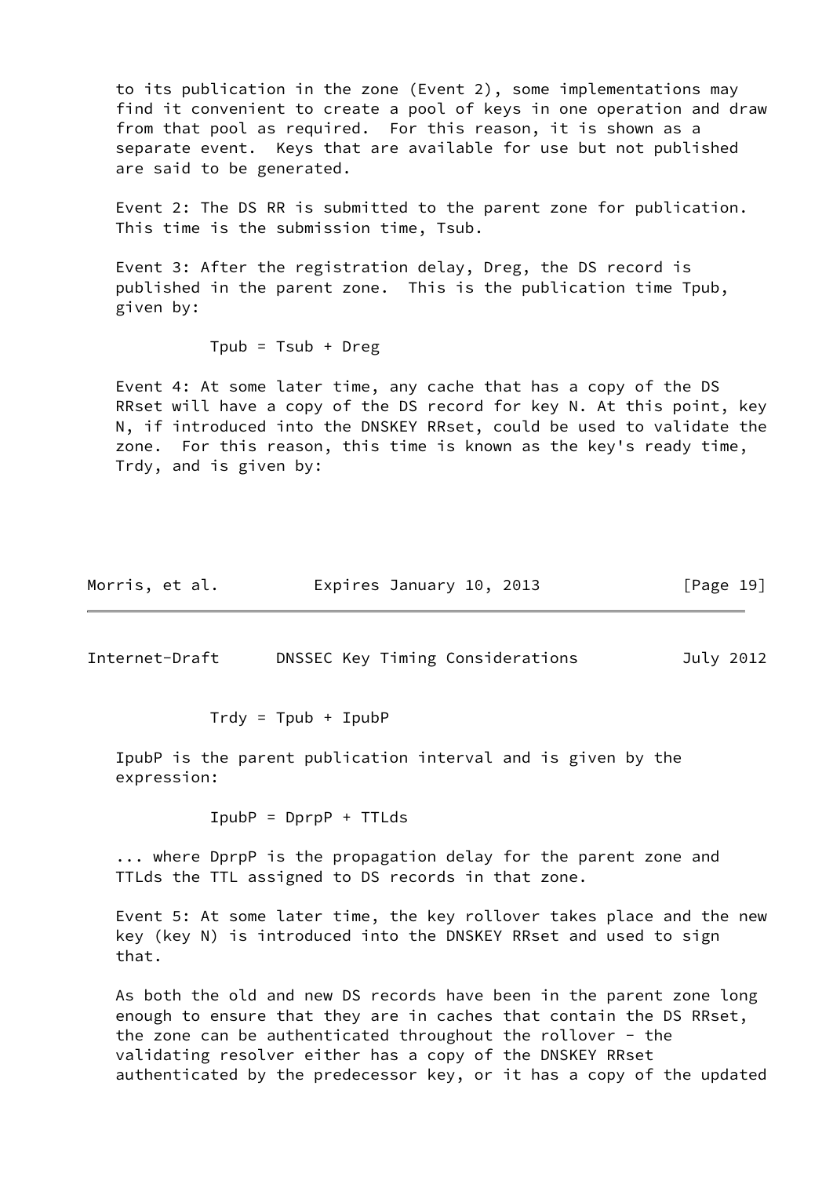to its publication in the zone (Event 2), some implementations may find it convenient to create a pool of keys in one operation and draw from that pool as required. For this reason, it is shown as a separate event. Keys that are available for use but not published are said to be generated.

Event 2: The DS RR is submitted to the parent zone for publication. This time is the submission time, Tsub.

Event 3: After the registration delay, Dreg, the DS record is published in the parent zone. This is the publication time Tpub, given by:

$$Tpub = Tsub + Dreg$$

Event 4: At some later time, any cache that has a copy of the DS RRset will have a copy of the DS record for key N. At this point, key N, if introduced into the DNSKEY RRset, could be used to validate the zone. For this reason, this time is known as the key's ready time, Trdy, and is given by:

$$Trdy = Tpub + IpubP$$

IpubP is the parent publication interval and is given by the expression:

$$IpubP = DprpP + TTLds$$

... where DprpP is the propagation delay for the parent zone and TTLds the TTL assigned to DS records in that zone.

Event 5: At some later time, the key rollover takes place and the new key (key N) is introduced into the DNSKEY RRset and used to sign that.

As both the old and new DS records have been in the parent zone long enough to ensure that they are in caches that contain the DS RRset, the zone can be authenticated throughout the rollover - the validating resolver either has a copy of the DNSKEY RRset authenticated by the predecessor key, or it has a copy of the updated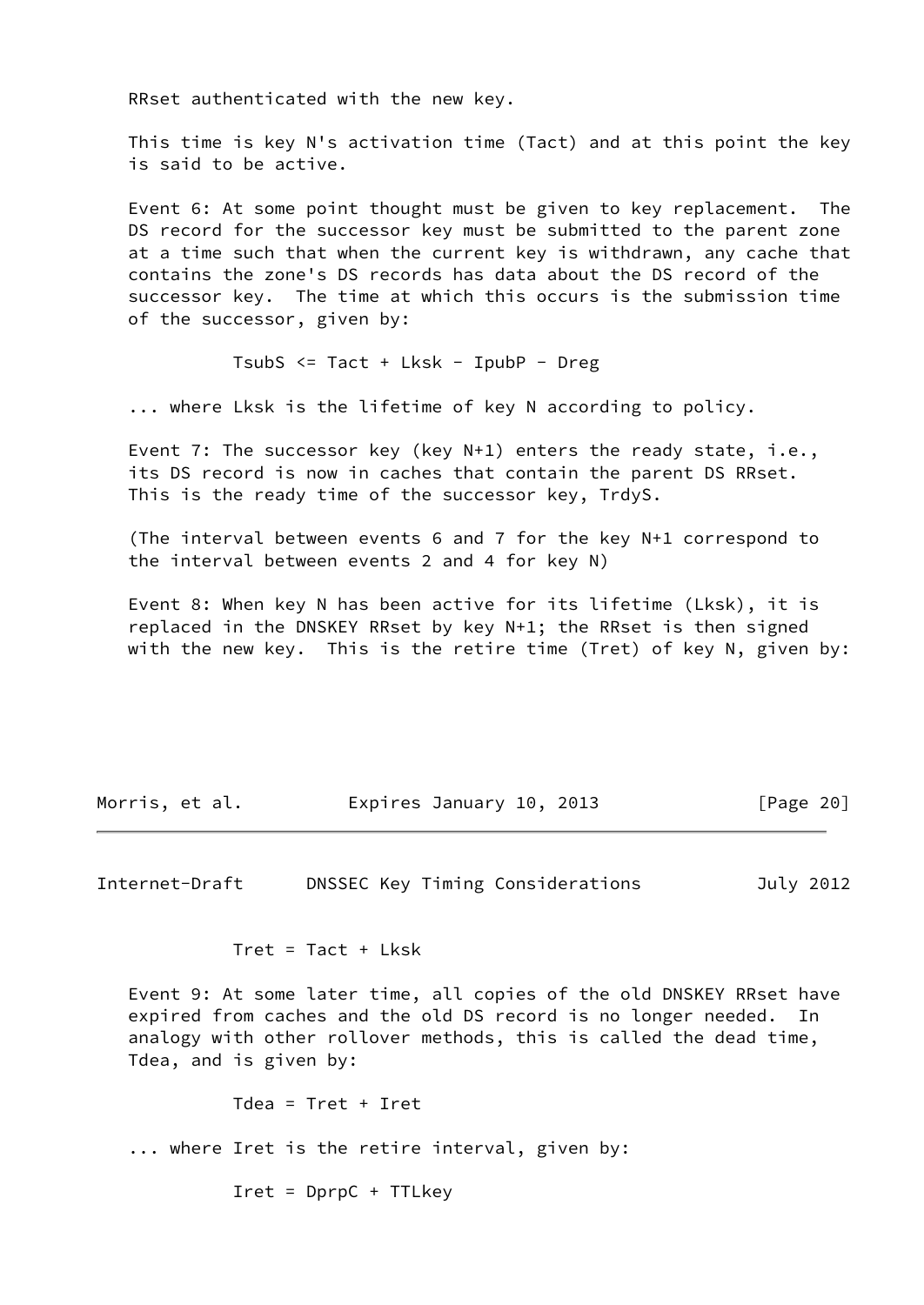RRset authenticated with the new key.

This time is key N's activation time (Tact) and at this point the key is said to be active.

Event 6: At some point thought must be given to key replacement. The DS record for the successor key must be submitted to the parent zone at a time such that when the current key is withdrawn, any cache that contains the zone's DS records has data about the DS record of the successor key. The time at which this occurs is the submission time of the successor, given by:

$$TsubS \le Tact + Lksk - IpubP - Dreg$$

... where Lksk is the lifetime of key N according to policy.

Event 7: The successor key (key N+1) enters the ready state, i.e., its DS record is now in caches that contain the parent DS RRset. This is the ready time of the successor key, TrdyS.

(The interval between events 6 and 7 for the key N+1 correspond to the interval between events 2 and 4 for key N)

Event 8: When key N has been active for its lifetime (Lksk), it is replaced in the DNSKEY RRset by key N+1; the RRset is then signed with the new key. This is the retire time (Tret) of key N, given by:

$$Tret = Tact + Lksk$$

Event 9: At some later time, all copies of the old DNSKEY RRset have expired from caches and the old DS record is no longer needed. In analogy with other rollover methods, this is called the dead time, Tdea, and is given by:

$$Tdea = Tret + Iret$$

... where Iret is the retire interval, given by:

$$Iret = DprpC + TTLkey$$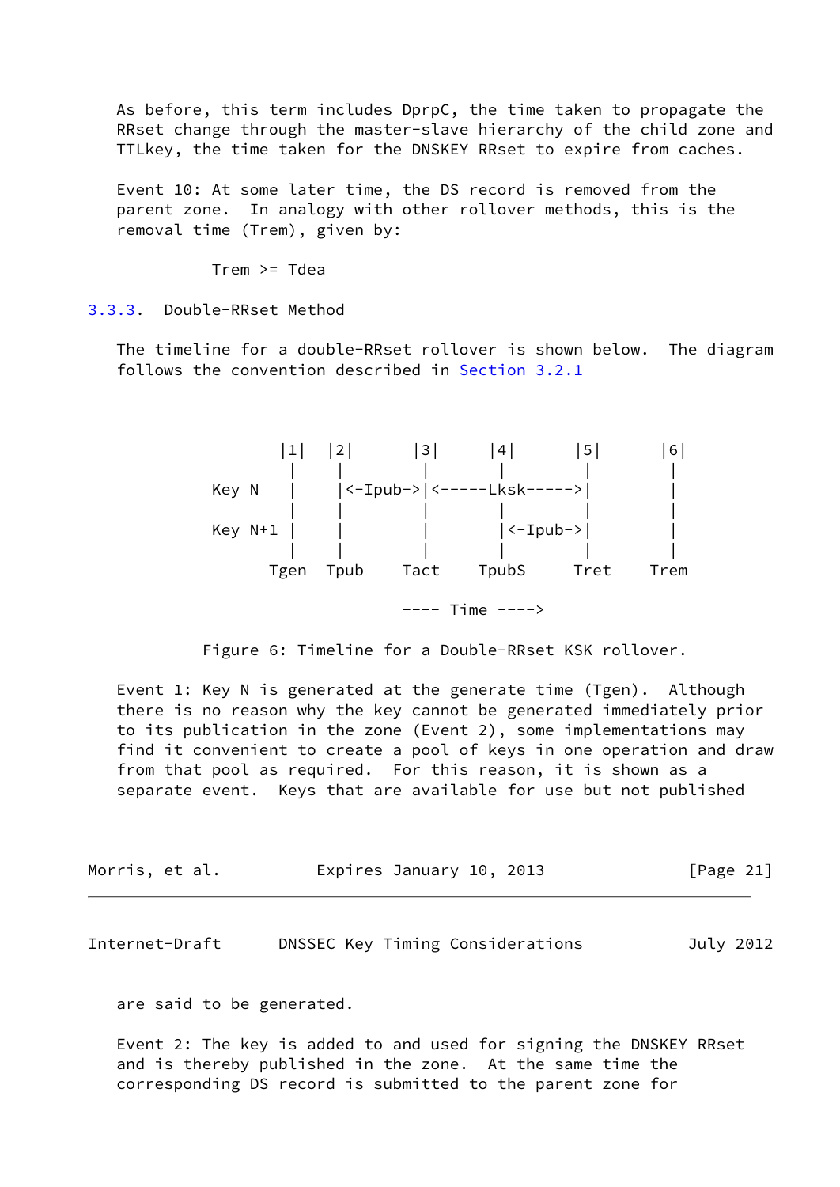As before, this term includes DprpC, the time taken to propagate the RRset change through the master-slave hierarchy of the child zone and TTLkey, the time taken for the DNSKEY RRset to expire from caches.

Event 10: At some later time, the DS record is removed from the parent zone. In analogy with other rollover methods, this is the removal time (Trem), given by:

```
          Trem >= Tdea
```

### 3.3.3. Double-RRset Method

The timeline for a double-RRset rollover is shown below. The diagram follows the convention described in Section 3.2.1

```
               |1|  |2|      |3|     |4|      |5|      |6|
                |    |        |       |        |        |
       Key N    |    |<-Ipub->|<-----Lksk----->|        |
                |    |        |       |        |        |
       Key N+1  |    |        |       |<-Ipub->|        |
                |    |        |       |        |        |
               Tgen Tpub     Tact    TpubS    Tret     Trem

                                 ---- Time ---->
```

Figure 6: Timeline for a Double-RRset KSK rollover.

Event 1: Key N is generated at the generate time (Tgen). Although there is no reason why the key cannot be generated immediately prior to its publication in the zone (Event 2), some implementations may find it convenient to create a pool of keys in one operation and draw from that pool as required. For this reason, it is shown as a separate event. Keys that are available for use but not published are said to be generated.

Event 2: The key is added to and used for signing the DNSKEY RRset and is thereby published in the zone. At the same time the corresponding DS record is submitted to the parent zone for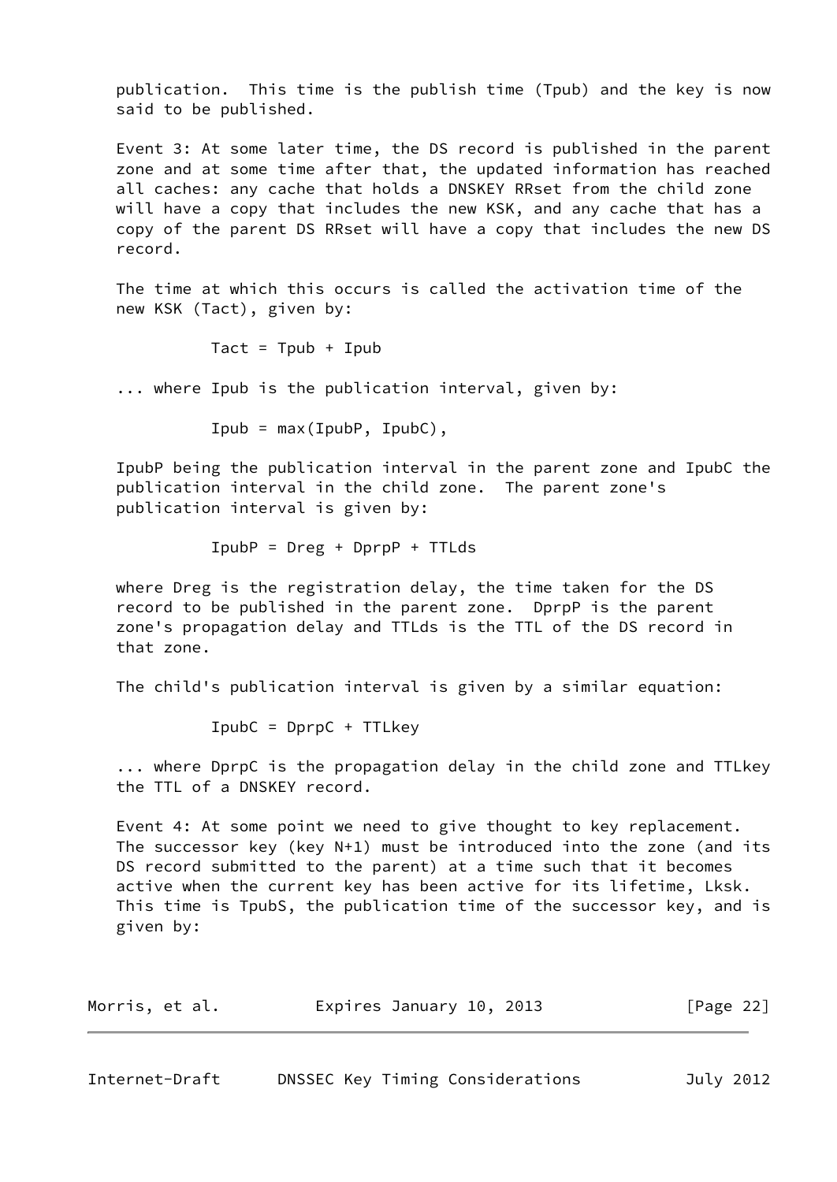publication. This time is the publish time (Tpub) and the key is now said to be published.

Event 3: At some later time, the DS record is published in the parent zone and at some time after that, the updated information has reached all caches: any cache that holds a DNSKEY RRset from the child zone will have a copy that includes the new KSK, and any cache that has a copy of the parent DS RRset will have a copy that includes the new DS record.

The time at which this occurs is called the activation time of the new KSK (Tact), given by:

$$Tact = Tpub + Ipub$$

... where Ipub is the publication interval, given by:

$$Ipub = max(IpubP, IpubC),$$

IpubP being the publication interval in the parent zone and IpubC the publication interval in the child zone. The parent zone's publication interval is given by:

$$IpubP = Dreg + DprpP + TTLds$$

where Dreg is the registration delay, the time taken for the DS record to be published in the parent zone. DprpP is the parent zone's propagation delay and TTLds is the TTL of the DS record in that zone.

The child's publication interval is given by a similar equation:

$$IpubC = DprpC + TTLkey$$

... where DprpC is the propagation delay in the child zone and TTLkey the TTL of a DNSKEY record.

Event 4: At some point we need to give thought to key replacement. The successor key (key N+1) must be introduced into the zone (and its DS record submitted to the parent) at a time such that it becomes active when the current key has been active for its lifetime, Lksk. This time is TpubS, the publication time of the successor key, and is given by: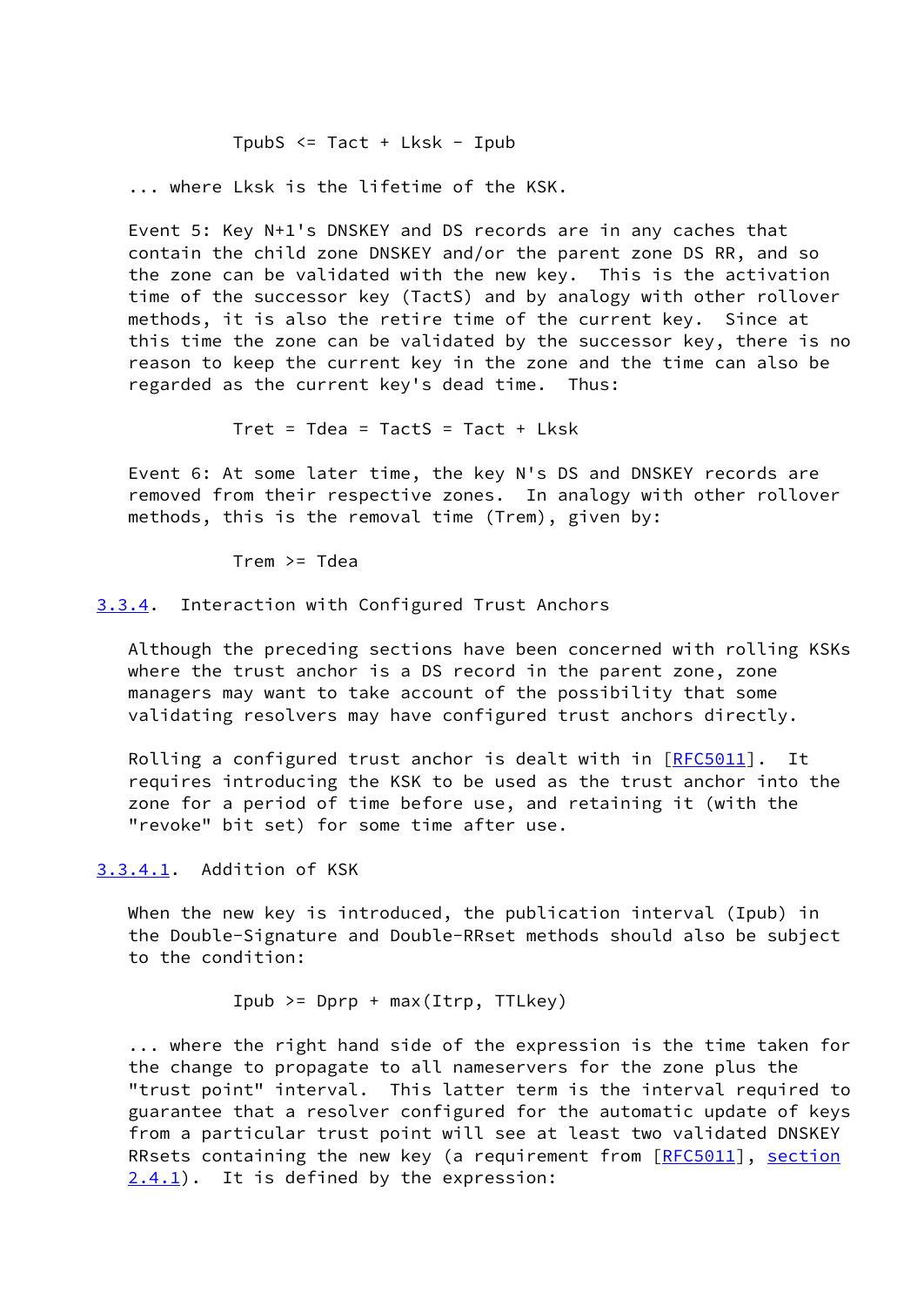$$TpubS \le Tact + Lksk - Ipub$$

... where Lksk is the lifetime of the KSK.

Event 5: Key N+1's DNSKEY and DS records are in any caches that contain the child zone DNSKEY and/or the parent zone DS RR, and so the zone can be validated with the new key. This is the activation time of the successor key (TactS) and by analogy with other rollover methods, it is also the retire time of the current key. Since at this time the zone can be validated by the successor key, there is no reason to keep the current key in the zone and the time can also be regarded as the current key's dead time. Thus:

$$Tret = Tdea = TactS = Tact + Lksk$$

Event 6: At some later time, the key N's DS and DNSKEY records are removed from their respective zones. In analogy with other rollover methods, this is the removal time (Trem), given by:

$$Trem \ge Tdea$$

### 3.3.4. Interaction with Configured Trust Anchors

Although the preceding sections have been concerned with rolling KSKs where the trust anchor is a DS record in the parent zone, zone managers may want to take account of the possibility that some validating resolvers may have configured trust anchors directly.

Rolling a configured trust anchor is dealt with in [RFC5011]. It requires introducing the KSK to be used as the trust anchor into the zone for a period of time before use, and retaining it (with the "revoke" bit set) for some time after use.

#### 3.3.4.1. Addition of KSK

When the new key is introduced, the publication interval (Ipub) in the Double-Signature and Double-RRset methods should also be subject to the condition:

$$Ipub \ge Dprp + \max(Itrp, TTLkey)$$

... where the right hand side of the expression is the time taken for the change to propagate to all nameservers for the zone plus the "trust point" interval. This latter term is the interval required to guarantee that a resolver configured for the automatic update of keys from a particular trust point will see at least two validated DNSKEY RRsets containing the new key (a requirement from [RFC5011], section 2.4.1). It is defined by the expression: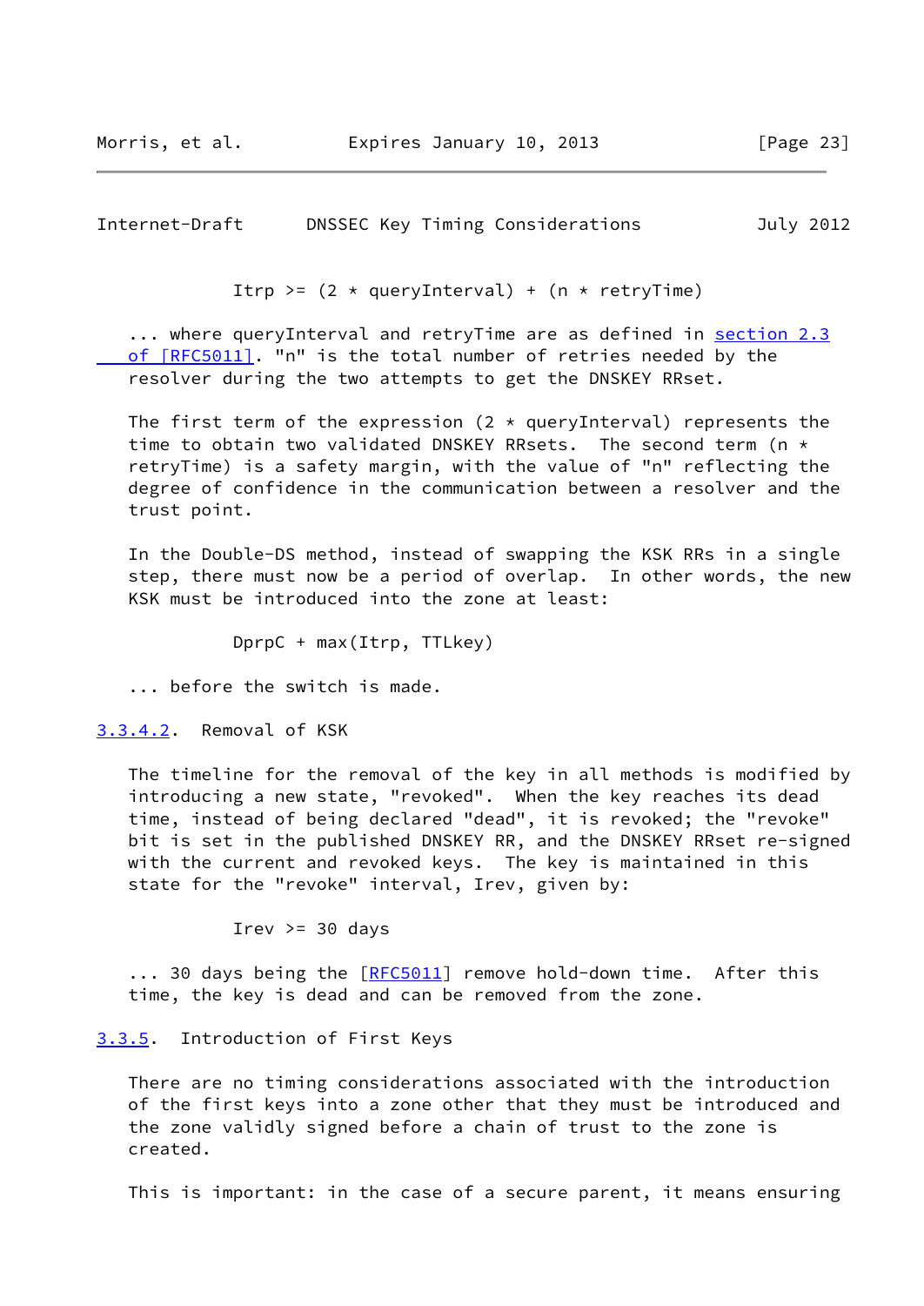$$Itrp \geq (2 * queryInterval) + (n * retryTime)$$

... where queryInterval and retryTime are as defined in section 2.3 of [RFC5011]. "n" is the total number of retries needed by the resolver during the two attempts to get the DNSKEY RRset.

The first term of the expression (2 * queryInterval) represents the time to obtain two validated DNSKEY RRsets. The second term (n * retryTime) is a safety margin, with the value of "n" reflecting the degree of confidence in the communication between a resolver and the trust point.

In the Double-DS method, instead of swapping the KSK RRs in a single step, there must now be a period of overlap. In other words, the new KSK must be introduced into the zone at least:

$$DprpC + max(Itrp, TTLkey)$$

... before the switch is made.

#### 3.3.4.2. Removal of KSK

The timeline for the removal of the key in all methods is modified by introducing a new state, "revoked". When the key reaches its dead time, instead of being declared "dead", it is revoked; the "revoke" bit is set in the published DNSKEY RR, and the DNSKEY RRset re-signed with the current and revoked keys. The key is maintained in this state for the "revoke" interval, Irev, given by:

$$Irev \geq 30 \text{ days}$$

... 30 days being the [RFC5011] remove hold-down time. After this time, the key is dead and can be removed from the zone.

### 3.3.5. Introduction of First Keys

There are no timing considerations associated with the introduction of the first keys into a zone other that they must be introduced and the zone validly signed before a chain of trust to the zone is created.

This is important: in the case of a secure parent, it means ensuring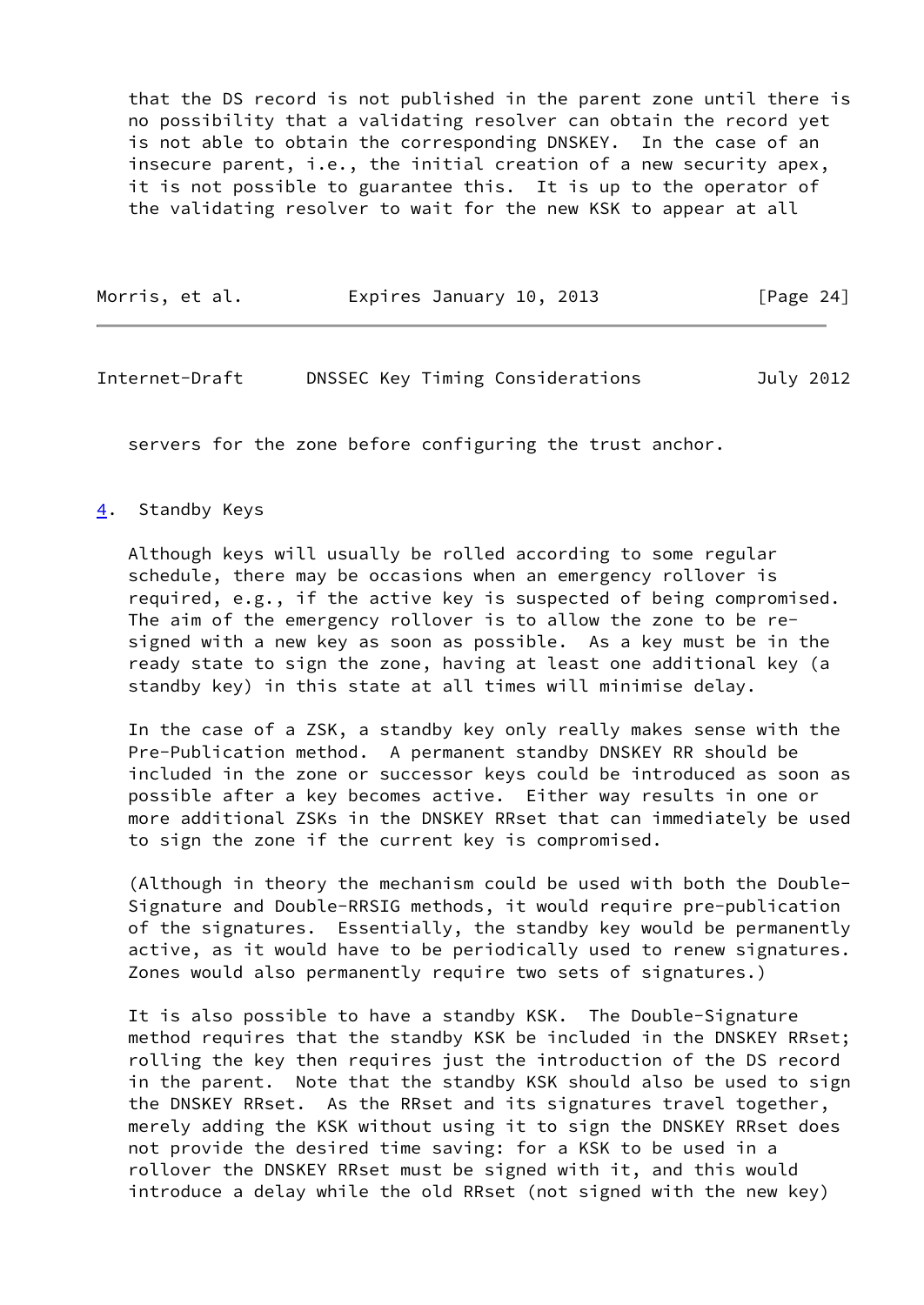that the DS record is not published in the parent zone until there is no possibility that a validating resolver can obtain the record yet is not able to obtain the corresponding DNSKEY. In the case of an insecure parent, i.e., the initial creation of a new security apex, it is not possible to guarantee this. It is up to the operator of the validating resolver to wait for the new KSK to appear at all servers for the zone before configuring the trust anchor.

## 4. Standby Keys

Although keys will usually be rolled according to some regular schedule, there may be occasions when an emergency rollover is required, e.g., if the active key is suspected of being compromised. The aim of the emergency rollover is to allow the zone to be re-signed with a new key as soon as possible. As a key must be in the ready state to sign the zone, having at least one additional key (a standby key) in this state at all times will minimise delay.

In the case of a ZSK, a standby key only really makes sense with the Pre-Publication method. A permanent standby DNSKEY RR should be included in the zone or successor keys could be introduced as soon as possible after a key becomes active. Either way results in one or more additional ZSKs in the DNSKEY RRset that can immediately be used to sign the zone if the current key is compromised.

(Although in theory the mechanism could be used with both the Double-Signature and Double-RRSIG methods, it would require pre-publication of the signatures. Essentially, the standby key would be permanently active, as it would have to be periodically used to renew signatures. Zones would also permanently require two sets of signatures.)

It is also possible to have a standby KSK. The Double-Signature method requires that the standby KSK be included in the DNSKEY RRset; rolling the key then requires just the introduction of the DS record in the parent. Note that the standby KSK should also be used to sign the DNSKEY RRset. As the RRset and its signatures travel together, merely adding the KSK without using it to sign the DNSKEY RRset does not provide the desired time saving: for a KSK to be used in a rollover the DNSKEY RRset must be signed with it, and this would introduce a delay while the old RRset (not signed with the new key)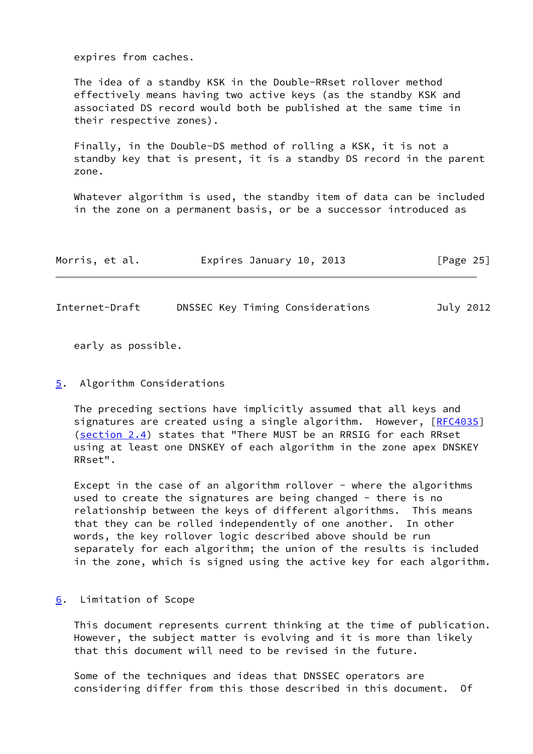expires from caches.

The idea of a standby KSK in the Double-RRset rollover method effectively means having two active keys (as the standby KSK and associated DS record would both be published at the same time in their respective zones).

Finally, in the Double-DS method of rolling a KSK, it is not a standby key that is present, it is a standby DS record in the parent zone.

Whatever algorithm is used, the standby item of data can be included in the zone on a permanent basis, or be a successor introduced as early as possible.

## 5. Algorithm Considerations

The preceding sections have implicitly assumed that all keys and signatures are created using a single algorithm. However, [RFC4035] (section 2.4) states that "There MUST be an RRSIG for each RRset using at least one DNSKEY of each algorithm in the zone apex DNSKEY RRset".

Except in the case of an algorithm rollover - where the algorithms used to create the signatures are being changed - there is no relationship between the keys of different algorithms. This means that they can be rolled independently of one another. In other words, the key rollover logic described above should be run separately for each algorithm; the union of the results is included in the zone, which is signed using the active key for each algorithm.

## 6. Limitation of Scope

This document represents current thinking at the time of publication. However, the subject matter is evolving and it is more than likely that this document will need to be revised in the future.

Some of the techniques and ideas that DNSSEC operators are considering differ from this those described in this document. Of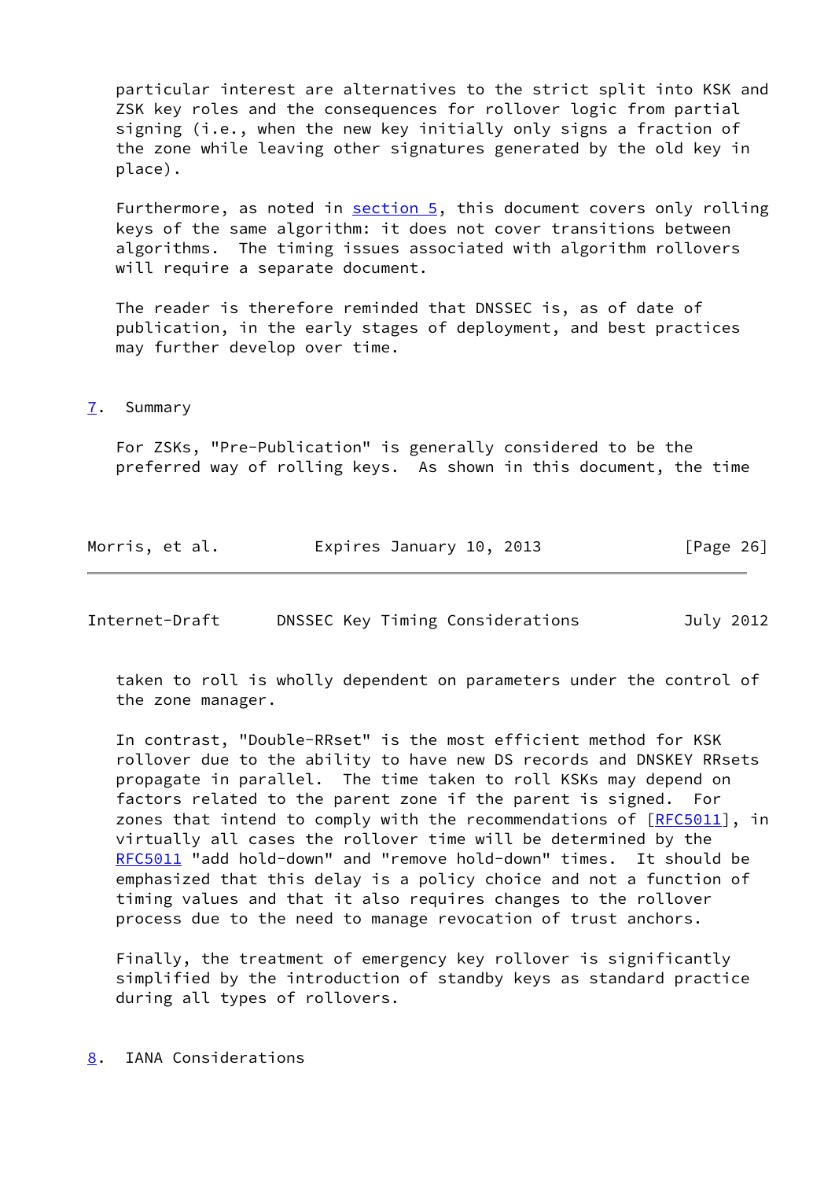particular interest are alternatives to the strict split into KSK and ZSK key roles and the consequences for rollover logic from partial signing (i.e., when the new key initially only signs a fraction of the zone while leaving other signatures generated by the old key in place).

Furthermore, as noted in section 5, this document covers only rolling keys of the same algorithm: it does not cover transitions between algorithms. The timing issues associated with algorithm rollovers will require a separate document.

The reader is therefore reminded that DNSSEC is, as of date of publication, in the early stages of deployment, and best practices may further develop over time.

## 7. Summary

For ZSKs, "Pre-Publication" is generally considered to be the preferred way of rolling keys. As shown in this document, the time taken to roll is wholly dependent on parameters under the control of the zone manager.

In contrast, "Double-RRset" is the most efficient method for KSK rollover due to the ability to have new DS records and DNSKEY RRsets propagate in parallel. The time taken to roll KSKs may depend on factors related to the parent zone if the parent is signed. For zones that intend to comply with the recommendations of [RFC5011], in virtually all cases the rollover time will be determined by the RFC5011 "add hold-down" and "remove hold-down" times. It should be emphasized that this delay is a policy choice and not a function of timing values and that it also requires changes to the rollover process due to the need to manage revocation of trust anchors.

Finally, the treatment of emergency key rollover is significantly simplified by the introduction of standby keys as standard practice during all types of rollovers.

## 8. IANA Considerations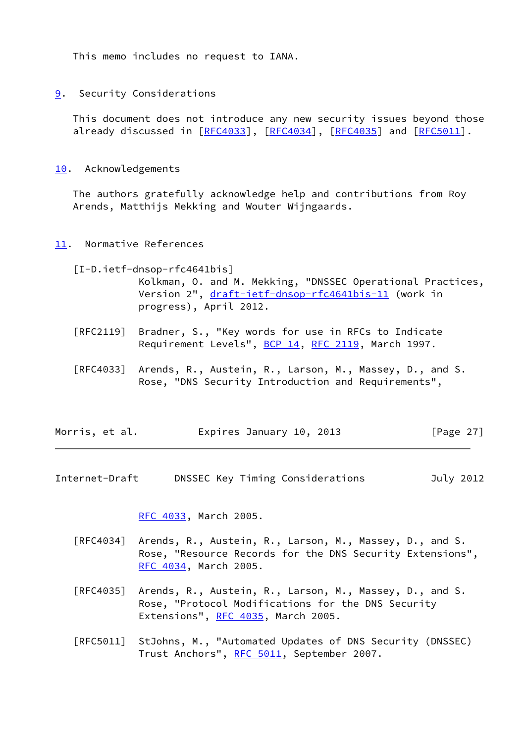This memo includes no request to IANA.

## 9. Security Considerations

This document does not introduce any new security issues beyond those already discussed in [RFC4033], [RFC4034], [RFC4035] and [RFC5011].

## 10. Acknowledgements

The authors gratefully acknowledge help and contributions from Roy Arends, Matthijs Mekking and Wouter Wijngaards.

## 11. Normative References

[I-D.ietf-dnsop-rfc4641bis]
Kolkman, O. and M. Mekking, "DNSSEC Operational Practices, Version 2", draft-ietf-dnsop-rfc4641bis-11 (work in progress), April 2012.

[RFC2119] Bradner, S., "Key words for use in RFCs to Indicate Requirement Levels", BCP 14, RFC 2119, March 1997.

[RFC4033] Arends, R., Austein, R., Larson, M., Massey, D., and S. Rose, "DNS Security Introduction and Requirements", RFC 4033, March 2005.

[RFC4034] Arends, R., Austein, R., Larson, M., Massey, D., and S. Rose, "Resource Records for the DNS Security Extensions", RFC 4034, March 2005.

[RFC4035] Arends, R., Austein, R., Larson, M., Massey, D., and S. Rose, "Protocol Modifications for the DNS Security Extensions", RFC 4035, March 2005.

[RFC5011] StJohns, M., "Automated Updates of DNS Security (DNSSEC) Trust Anchors", RFC 5011, September 2007.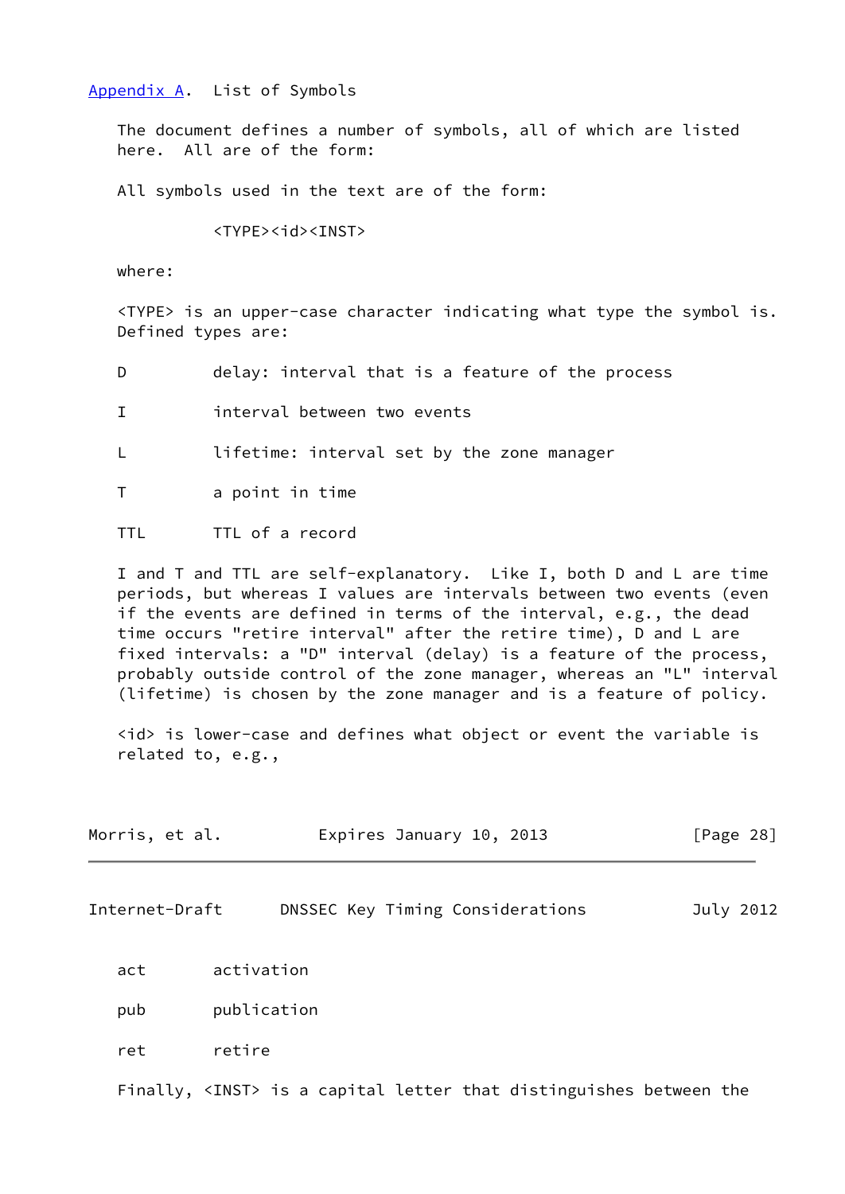## Appendix A. List of Symbols

The document defines a number of symbols, all of which are listed here. All are of the form:

All symbols used in the text are of the form:

```
<TYPE><id><INST>
```

where:

<TYPE> is an upper-case character indicating what type the symbol is. Defined types are:

| | |
|---|---|
| D | delay: interval that is a feature of the process |
| I | interval between two events |
| L | lifetime: interval set by the zone manager |
| T | a point in time |
| TTL | TTL of a record |

I and T and TTL are self-explanatory. Like I, both D and L are time periods, but whereas I values are intervals between two events (even if the events are defined in terms of the interval, e.g., the dead time occurs "retire interval" after the retire time), D and L are fixed intervals: a "D" interval (delay) is a feature of the process, probably outside control of the zone manager, whereas an "L" interval (lifetime) is chosen by the zone manager and is a feature of policy.

<id> is lower-case and defines what object or event the variable is related to, e.g.,

| | |
|---|---|
| act | activation |
| pub | publication |
| ret | retire |

Finally, <INST> is a capital letter that distinguishes between the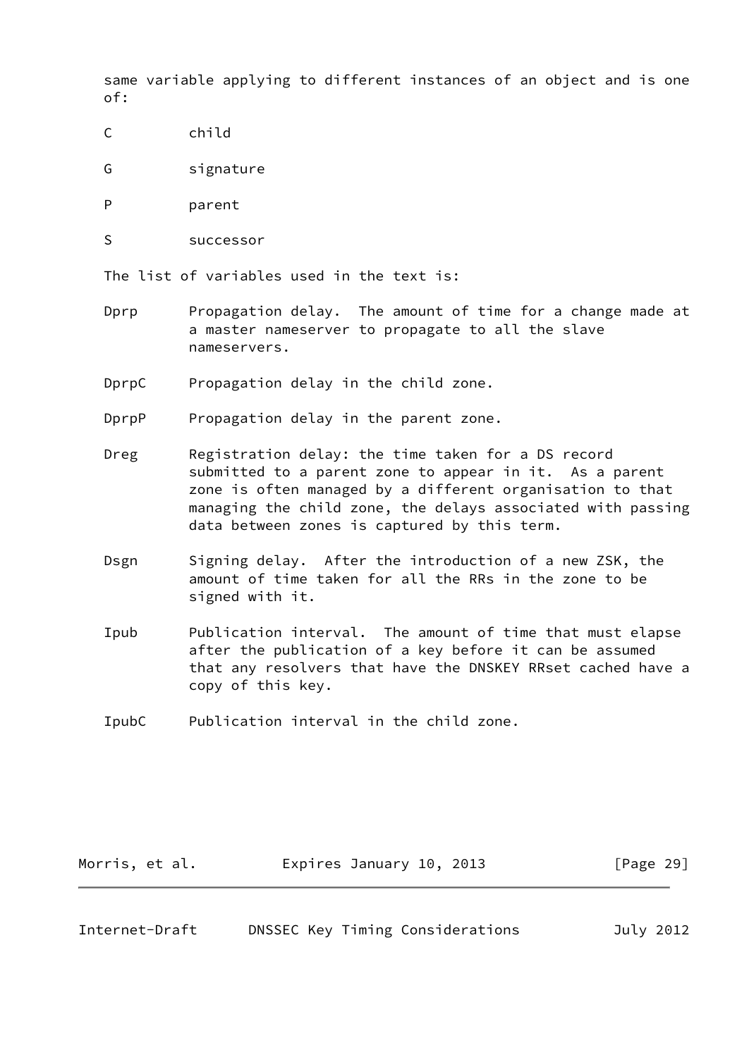same variable applying to different instances of an object and is one of:

C child

G signature

P parent

S successor

The list of variables used in the text is:

Dprp Propagation delay. The amount of time for a change made at a master nameserver to propagate to all the slave nameservers.

DprpC Propagation delay in the child zone.

DprpP Propagation delay in the parent zone.

Dreg Registration delay: the time taken for a DS record submitted to a parent zone to appear in it. As a parent zone is often managed by a different organisation to that managing the child zone, the delays associated with passing data between zones is captured by this term.

Dsgn Signing delay. After the introduction of a new ZSK, the amount of time taken for all the RRs in the zone to be signed with it.

Ipub Publication interval. The amount of time that must elapse after the publication of a key before it can be assumed that any resolvers that have the DNSKEY RRset cached have a copy of this key.

IpubC Publication interval in the child zone.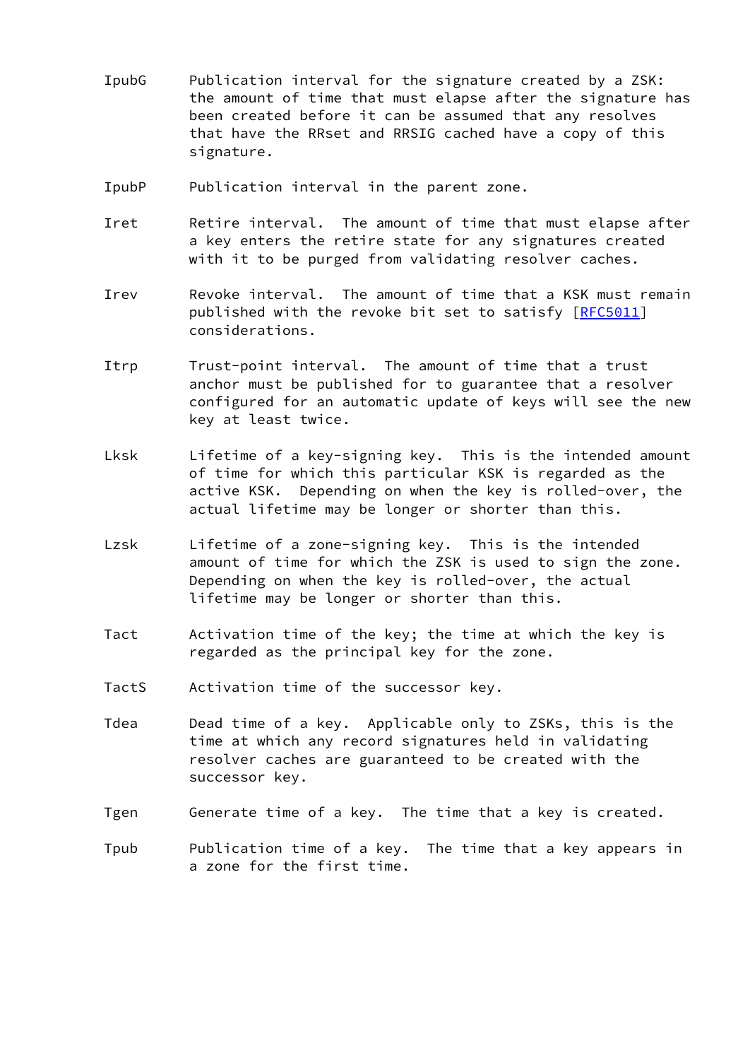IpubG Publication interval for the signature created by a ZSK: the amount of time that must elapse after the signature has been created before it can be assumed that any resolves that have the RRset and RRSIG cached have a copy of this signature.

IpubP Publication interval in the parent zone.

Iret Retire interval. The amount of time that must elapse after a key enters the retire state for any signatures created with it to be purged from validating resolver caches.

Irev Revoke interval. The amount of time that a KSK must remain published with the revoke bit set to satisfy [RFC5011] considerations.

Itrp Trust-point interval. The amount of time that a trust anchor must be published for to guarantee that a resolver configured for an automatic update of keys will see the new key at least twice.

Lksk Lifetime of a key-signing key. This is the intended amount of time for which this particular KSK is regarded as the active KSK. Depending on when the key is rolled-over, the actual lifetime may be longer or shorter than this.

Lzsk Lifetime of a zone-signing key. This is the intended amount of time for which the ZSK is used to sign the zone. Depending on when the key is rolled-over, the actual lifetime may be longer or shorter than this.

Tact Activation time of the key; the time at which the key is regarded as the principal key for the zone.

TactS Activation time of the successor key.

Tdea Dead time of a key. Applicable only to ZSKs, this is the time at which any record signatures held in validating resolver caches are guaranteed to be created with the successor key.

Tgen Generate time of a key. The time that a key is created.

Tpub Publication time of a key. The time that a key appears in a zone for the first time.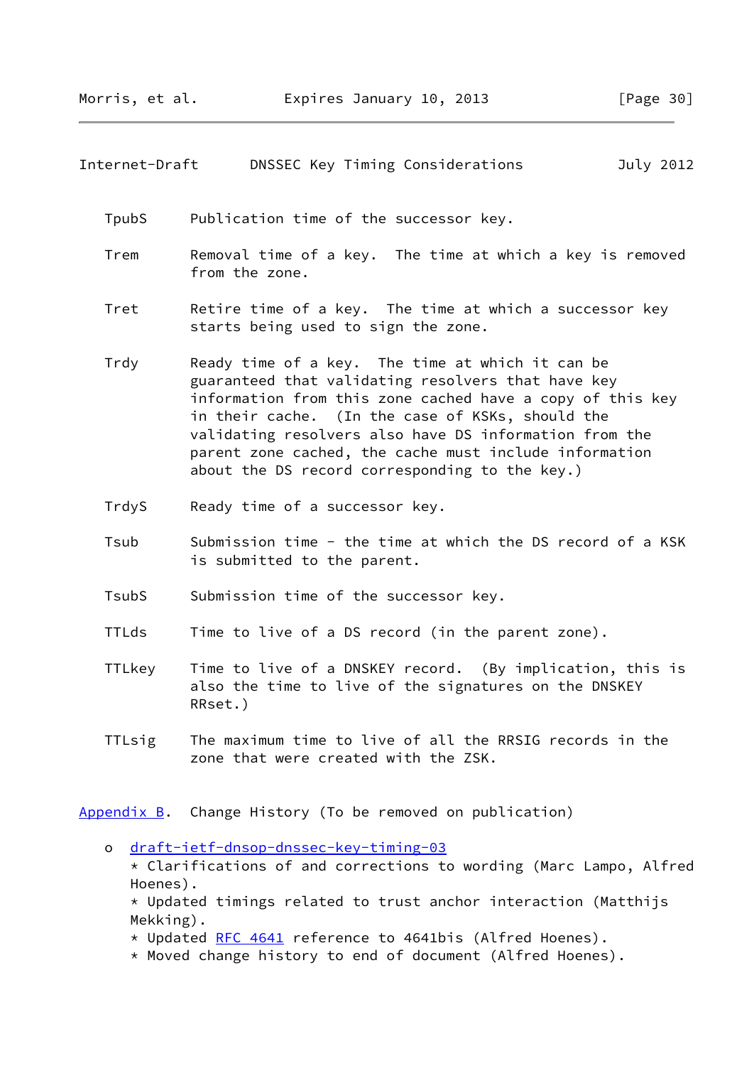TpubS — Publication time of the successor key.

Trem — Removal time of a key. The time at which a key is removed from the zone.

Tret — Retire time of a key. The time at which a successor key starts being used to sign the zone.

Trdy — Ready time of a key. The time at which it can be guaranteed that validating resolvers that have key information from this zone cached have a copy of this key in their cache. (In the case of KSKs, should the validating resolvers also have DS information from the parent zone cached, the cache must include information about the DS record corresponding to the key.)

TrdyS — Ready time of a successor key.

Tsub — Submission time - the time at which the DS record of a KSK is submitted to the parent.

TsubS — Submission time of the successor key.

TTLds — Time to live of a DS record (in the parent zone).

TTLkey — Time to live of a DNSKEY record. (By implication, this is also the time to live of the signatures on the DNSKEY RRset.)

TTLsig — The maximum time to live of all the RRSIG records in the zone that were created with the ZSK.

## Appendix B. Change History (To be removed on publication)

- draft-ietf-dnsop-dnssec-key-timing-03
  - Clarifications of and corrections to wording (Marc Lampo, Alfred Hoenes).
  - Updated timings related to trust anchor interaction (Matthijs Mekking).
  - Updated RFC 4641 reference to 4641bis (Alfred Hoenes).
  - Moved change history to end of document (Alfred Hoenes).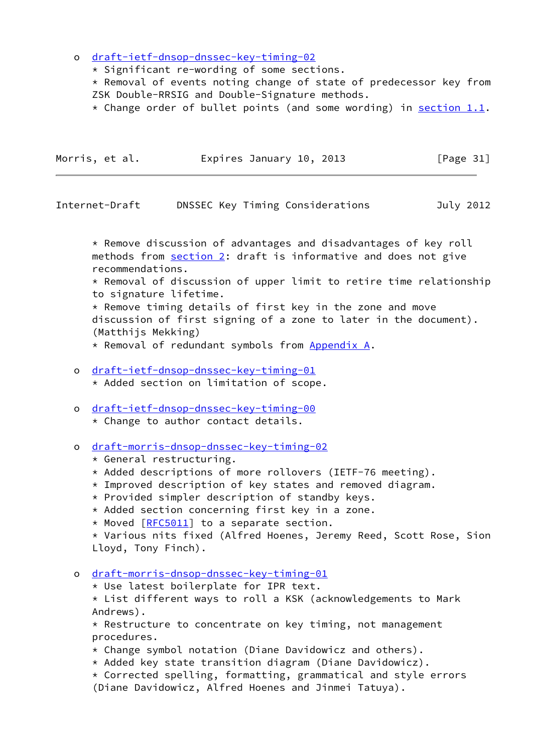- draft-ietf-dnsop-dnssec-key-timing-02
  - Significant re-wording of some sections.
  - Removal of events noting change of state of predecessor key from ZSK Double-RRSIG and Double-Signature methods.
  - Change order of bullet points (and some wording) in section 1.1.
  - Remove discussion of advantages and disadvantages of key roll methods from section 2: draft is informative and does not give recommendations.
  - Removal of discussion of upper limit to retire time relationship to signature lifetime.
  - Remove timing details of first key in the zone and move discussion of first signing of a zone to later in the document). (Matthijs Mekking)
  - Removal of redundant symbols from Appendix A.

- draft-ietf-dnsop-dnssec-key-timing-01
  - Added section on limitation of scope.

- draft-ietf-dnsop-dnssec-key-timing-00
  - Change to author contact details.

- draft-morris-dnsop-dnssec-key-timing-02
  - General restructuring.
  - Added descriptions of more rollovers (IETF-76 meeting).
  - Improved description of key states and removed diagram.
  - Provided simpler description of standby keys.
  - Added section concerning first key in a zone.
  - Moved [RFC5011] to a separate section.
  - Various nits fixed (Alfred Hoenes, Jeremy Reed, Scott Rose, Sion Lloyd, Tony Finch).

- draft-morris-dnsop-dnssec-key-timing-01
  - Use latest boilerplate for IPR text.
  - List different ways to roll a KSK (acknowledgements to Mark Andrews).
  - Restructure to concentrate on key timing, not management procedures.
  - Change symbol notation (Diane Davidowicz and others).
  - Added key state transition diagram (Diane Davidowicz).
  - Corrected spelling, formatting, grammatical and style errors (Diane Davidowicz, Alfred Hoenes and Jinmei Tatuya).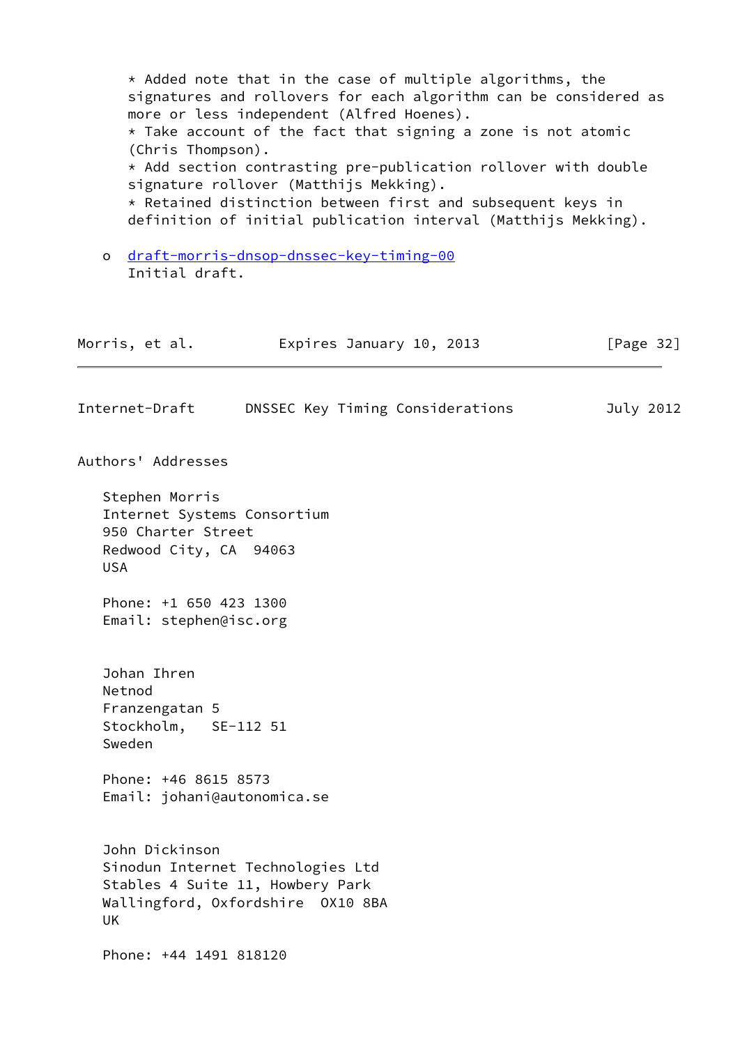* Added note that in the case of multiple algorithms, the signatures and rollovers for each algorithm can be considered as more or less independent (Alfred Hoenes).
* Take account of the fact that signing a zone is not atomic (Chris Thompson).
* Add section contrasting pre-publication rollover with double signature rollover (Matthijs Mekking).
* Retained distinction between first and subsequent keys in definition of initial publication interval (Matthijs Mekking).

- draft-morris-dnsop-dnssec-key-timing-00
  Initial draft.

## Authors' Addresses

Stephen Morris
Internet Systems Consortium
950 Charter Street
Redwood City, CA 94063
USA

Phone: +1 650 423 1300
Email: stephen@isc.org

Johan Ihren
Netnod
Franzengatan 5
Stockholm, SE-112 51
Sweden

Phone: +46 8615 8573
Email: johani@autonomica.se

John Dickinson
Sinodun Internet Technologies Ltd
Stables 4 Suite 11, Howbery Park
Wallingford, Oxfordshire OX10 8BA
UK

Phone: +44 1491 818120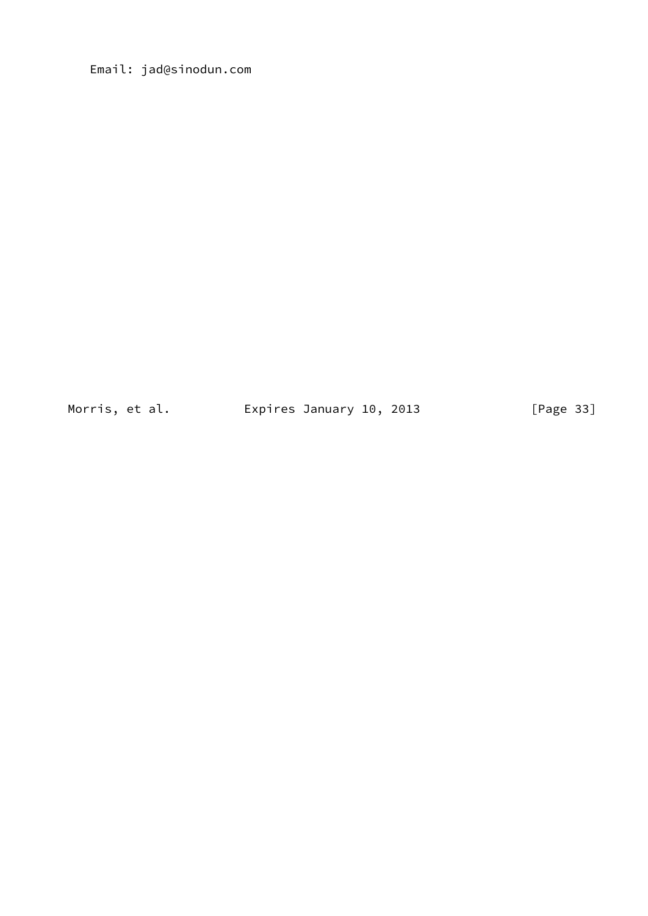Email: jad@sinodun.com